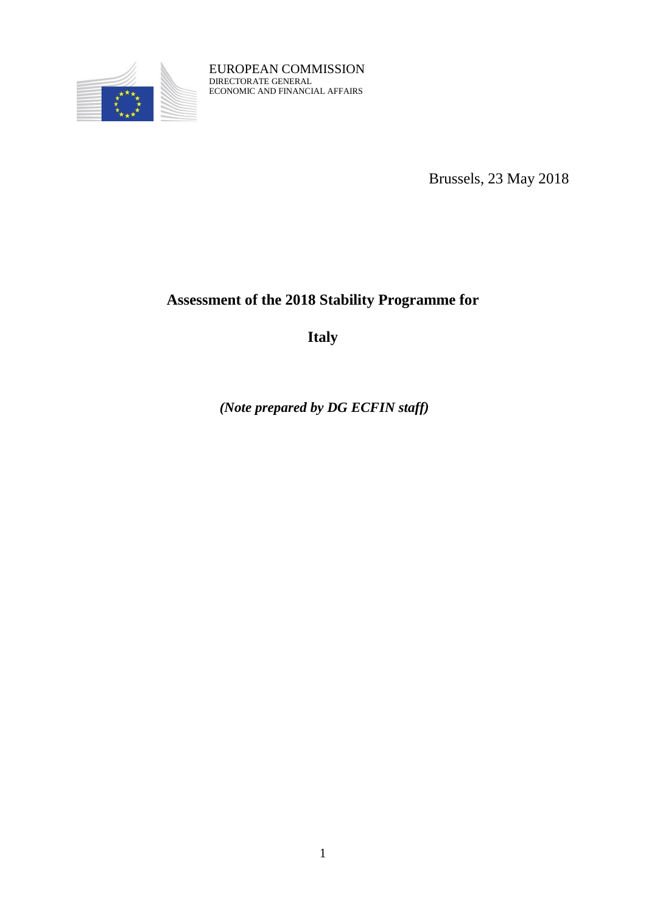EUROPEAN COMMISSION
DIRECTORATE GENERAL
ECONOMIC AND FINANCIAL AFFAIRS

Brussels, 23 May 2018

# Assessment of the 2018 Stability Programme for

# Italy

***(Note prepared by DG ECFIN staff)***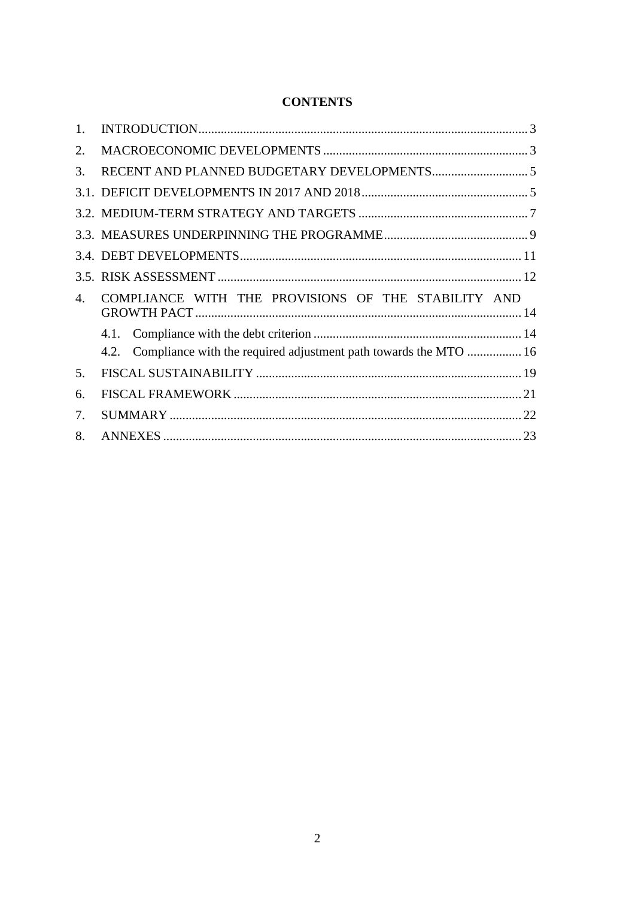**CONTENTS**

1. INTRODUCTION ........ 3
2. MACROECONOMIC DEVELOPMENTS ........ 3
3. RECENT AND PLANNED BUDGETARY DEVELOPMENTS ........ 5
3.1. DEFICIT DEVELOPMENTS IN 2017 AND 2018 ........ 5
3.2. MEDIUM-TERM STRATEGY AND TARGETS ........ 7
3.3. MEASURES UNDERPINNING THE PROGRAMME ........ 9
3.4. DEBT DEVELOPMENTS ........ 11
3.5. RISK ASSESSMENT ........ 12
4. COMPLIANCE WITH THE PROVISIONS OF THE STABILITY AND GROWTH PACT ........ 14
    4.1. Compliance with the debt criterion ........ 14
    4.2. Compliance with the required adjustment path towards the MTO ........ 16
5. FISCAL SUSTAINABILITY ........ 19
6. FISCAL FRAMEWORK ........ 21
7. SUMMARY ........ 22
8. ANNEXES ........ 23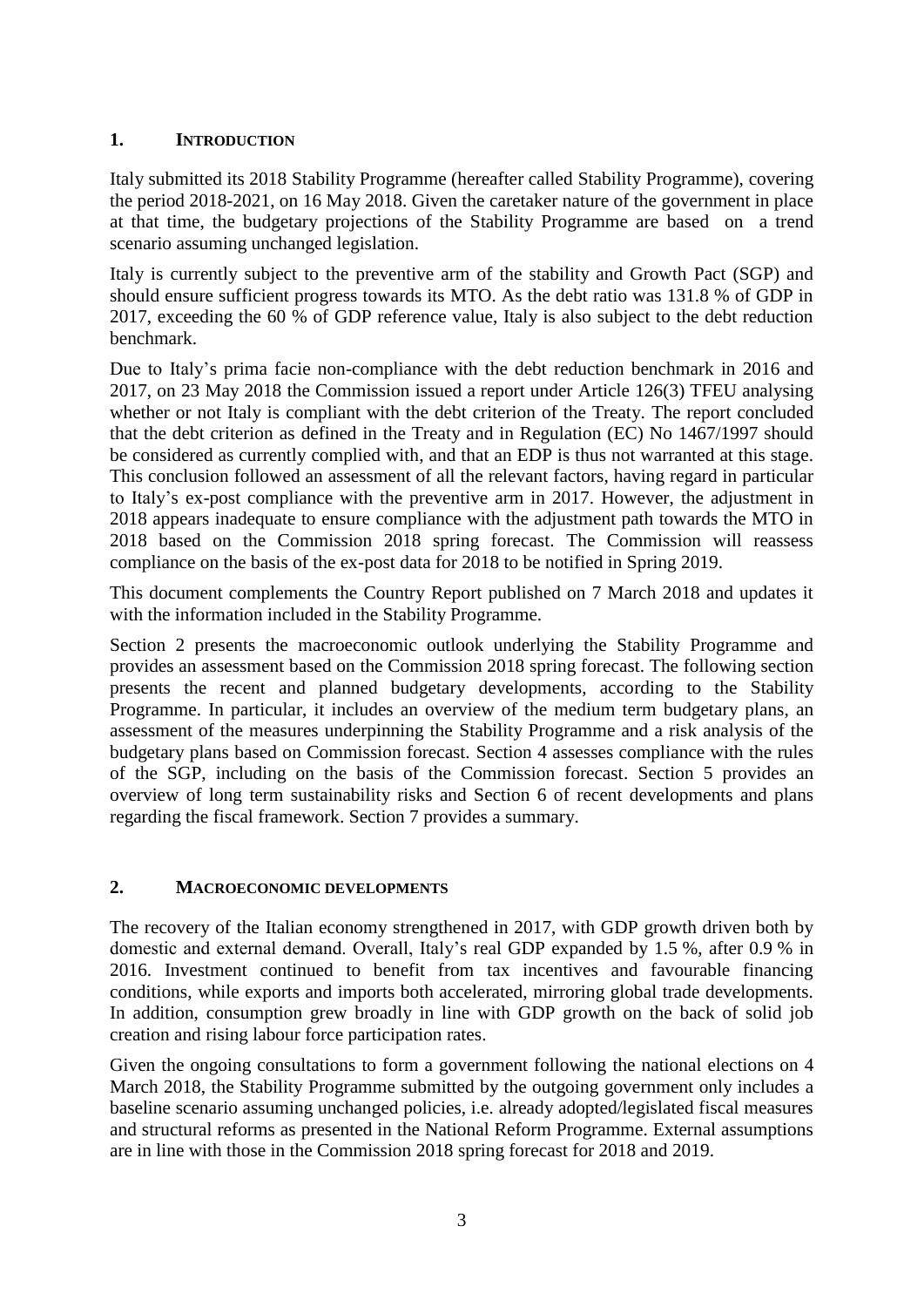## 1. INTRODUCTION

Italy submitted its 2018 Stability Programme (hereafter called Stability Programme), covering the period 2018-2021, on 16 May 2018. Given the caretaker nature of the government in place at that time, the budgetary projections of the Stability Programme are based on a trend scenario assuming unchanged legislation.

Italy is currently subject to the preventive arm of the stability and Growth Pact (SGP) and should ensure sufficient progress towards its MTO. As the debt ratio was 131.8 % of GDP in 2017, exceeding the 60 % of GDP reference value, Italy is also subject to the debt reduction benchmark.

Due to Italy's prima facie non-compliance with the debt reduction benchmark in 2016 and 2017, on 23 May 2018 the Commission issued a report under Article 126(3) TFEU analysing whether or not Italy is compliant with the debt criterion of the Treaty. The report concluded that the debt criterion as defined in the Treaty and in Regulation (EC) No 1467/1997 should be considered as currently complied with, and that an EDP is thus not warranted at this stage. This conclusion followed an assessment of all the relevant factors, having regard in particular to Italy's ex-post compliance with the preventive arm in 2017. However, the adjustment in 2018 appears inadequate to ensure compliance with the adjustment path towards the MTO in 2018 based on the Commission 2018 spring forecast. The Commission will reassess compliance on the basis of the ex-post data for 2018 to be notified in Spring 2019.

This document complements the Country Report published on 7 March 2018 and updates it with the information included in the Stability Programme.

Section 2 presents the macroeconomic outlook underlying the Stability Programme and provides an assessment based on the Commission 2018 spring forecast. The following section presents the recent and planned budgetary developments, according to the Stability Programme. In particular, it includes an overview of the medium term budgetary plans, an assessment of the measures underpinning the Stability Programme and a risk analysis of the budgetary plans based on Commission forecast. Section 4 assesses compliance with the rules of the SGP, including on the basis of the Commission forecast. Section 5 provides an overview of long term sustainability risks and Section 6 of recent developments and plans regarding the fiscal framework. Section 7 provides a summary.

## 2. MACROECONOMIC DEVELOPMENTS

The recovery of the Italian economy strengthened in 2017, with GDP growth driven both by domestic and external demand. Overall, Italy's real GDP expanded by 1.5 %, after 0.9 % in 2016. Investment continued to benefit from tax incentives and favourable financing conditions, while exports and imports both accelerated, mirroring global trade developments. In addition, consumption grew broadly in line with GDP growth on the back of solid job creation and rising labour force participation rates.

Given the ongoing consultations to form a government following the national elections on 4 March 2018, the Stability Programme submitted by the outgoing government only includes a baseline scenario assuming unchanged policies, i.e. already adopted/legislated fiscal measures and structural reforms as presented in the National Reform Programme. External assumptions are in line with those in the Commission 2018 spring forecast for 2018 and 2019.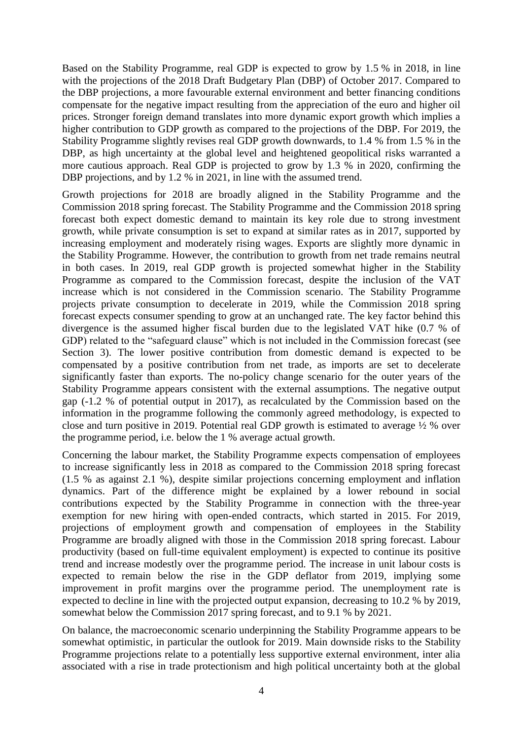Based on the Stability Programme, real GDP is expected to grow by 1.5 % in 2018, in line with the projections of the 2018 Draft Budgetary Plan (DBP) of October 2017. Compared to the DBP projections, a more favourable external environment and better financing conditions compensate for the negative impact resulting from the appreciation of the euro and higher oil prices. Stronger foreign demand translates into more dynamic export growth which implies a higher contribution to GDP growth as compared to the projections of the DBP. For 2019, the Stability Programme slightly revises real GDP growth downwards, to 1.4 % from 1.5 % in the DBP, as high uncertainty at the global level and heightened geopolitical risks warranted a more cautious approach. Real GDP is projected to grow by 1.3 % in 2020, confirming the DBP projections, and by 1.2 % in 2021, in line with the assumed trend.

Growth projections for 2018 are broadly aligned in the Stability Programme and the Commission 2018 spring forecast. The Stability Programme and the Commission 2018 spring forecast both expect domestic demand to maintain its key role due to strong investment growth, while private consumption is set to expand at similar rates as in 2017, supported by increasing employment and moderately rising wages. Exports are slightly more dynamic in the Stability Programme. However, the contribution to growth from net trade remains neutral in both cases. In 2019, real GDP growth is projected somewhat higher in the Stability Programme as compared to the Commission forecast, despite the inclusion of the VAT increase which is not considered in the Commission scenario. The Stability Programme projects private consumption to decelerate in 2019, while the Commission 2018 spring forecast expects consumer spending to grow at an unchanged rate. The key factor behind this divergence is the assumed higher fiscal burden due to the legislated VAT hike (0.7 % of GDP) related to the "safeguard clause" which is not included in the Commission forecast (see Section 3). The lower positive contribution from domestic demand is expected to be compensated by a positive contribution from net trade, as imports are set to decelerate significantly faster than exports. The no-policy change scenario for the outer years of the Stability Programme appears consistent with the external assumptions. The negative output gap (-1.2 % of potential output in 2017), as recalculated by the Commission based on the information in the programme following the commonly agreed methodology, is expected to close and turn positive in 2019. Potential real GDP growth is estimated to average ½ % over the programme period, i.e. below the 1 % average actual growth.

Concerning the labour market, the Stability Programme expects compensation of employees to increase significantly less in 2018 as compared to the Commission 2018 spring forecast (1.5 % as against 2.1 %), despite similar projections concerning employment and inflation dynamics. Part of the difference might be explained by a lower rebound in social contributions expected by the Stability Programme in connection with the three-year exemption for new hiring with open-ended contracts, which started in 2015. For 2019, projections of employment growth and compensation of employees in the Stability Programme are broadly aligned with those in the Commission 2018 spring forecast. Labour productivity (based on full-time equivalent employment) is expected to continue its positive trend and increase modestly over the programme period. The increase in unit labour costs is expected to remain below the rise in the GDP deflator from 2019, implying some improvement in profit margins over the programme period. The unemployment rate is expected to decline in line with the projected output expansion, decreasing to 10.2 % by 2019, somewhat below the Commission 2017 spring forecast, and to 9.1 % by 2021.

On balance, the macroeconomic scenario underpinning the Stability Programme appears to be somewhat optimistic, in particular the outlook for 2019. Main downside risks to the Stability Programme projections relate to a potentially less supportive external environment, inter alia associated with a rise in trade protectionism and high political uncertainty both at the global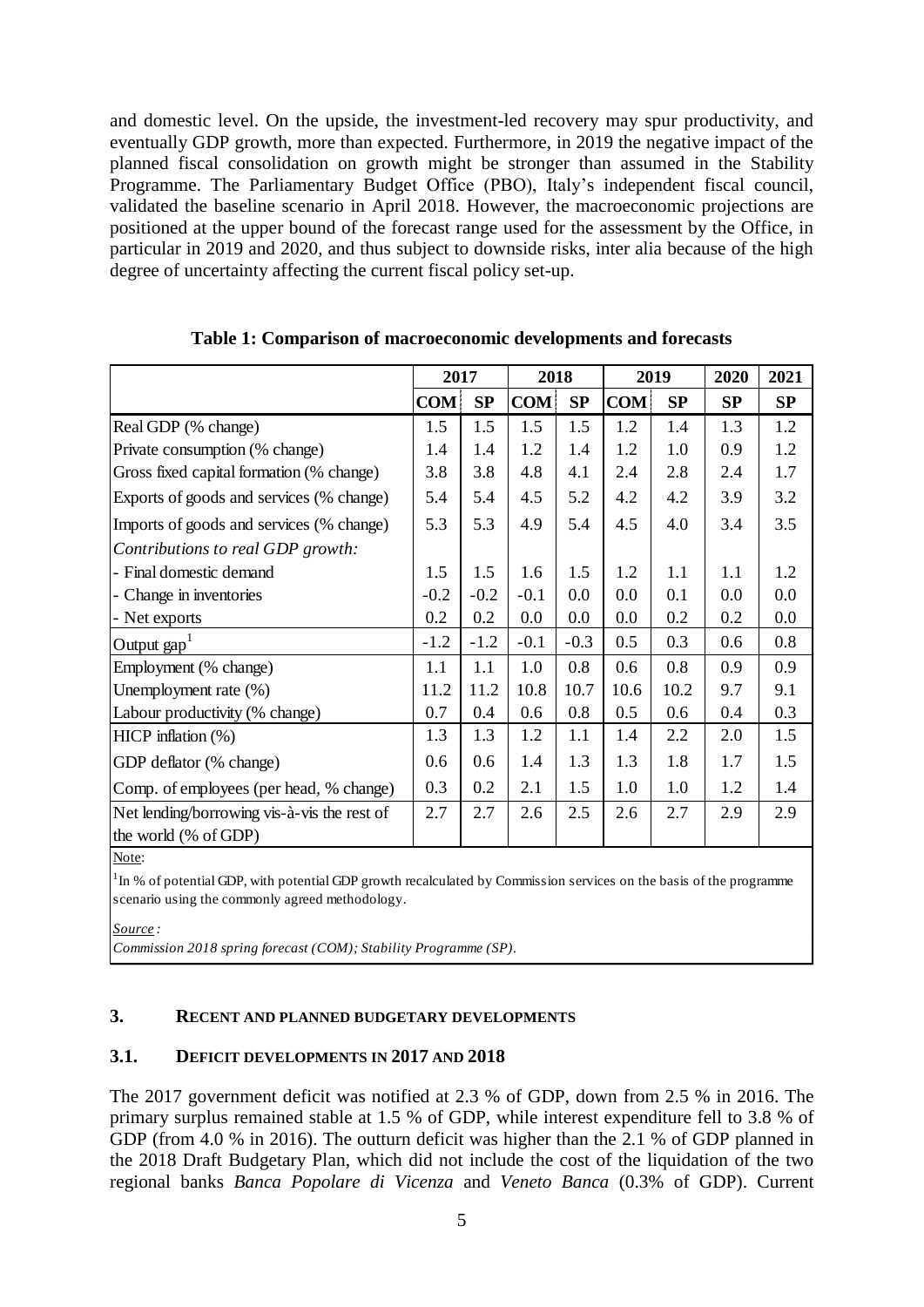and domestic level. On the upside, the investment-led recovery may spur productivity, and eventually GDP growth, more than expected. Furthermore, in 2019 the negative impact of the planned fiscal consolidation on growth might be stronger than assumed in the Stability Programme. The Parliamentary Budget Office (PBO), Italy's independent fiscal council, validated the baseline scenario in April 2018. However, the macroeconomic projections are positioned at the upper bound of the forecast range used for the assessment by the Office, in particular in 2019 and 2020, and thus subject to downside risks, inter alia because of the high degree of uncertainty affecting the current fiscal policy set-up.

**Table 1: Comparison of macroeconomic developments and forecasts**

| | 2017 | | 2018 | | 2019 | | 2020 | 2021 |
|---|---|---|---|---|---|---|---|---|
| | **COM** | **SP** | **COM** | **SP** | **COM** | **SP** | **SP** | **SP** |
| Real GDP (% change) | 1.5 | 1.5 | 1.5 | 1.5 | 1.2 | 1.4 | 1.3 | 1.2 |
| Private consumption (% change) | 1.4 | 1.4 | 1.2 | 1.4 | 1.2 | 1.0 | 0.9 | 1.2 |
| Gross fixed capital formation (% change) | 3.8 | 3.8 | 4.8 | 4.1 | 2.4 | 2.8 | 2.4 | 1.7 |
| Exports of goods and services (% change) | 5.4 | 5.4 | 4.5 | 5.2 | 4.2 | 4.2 | 3.9 | 3.2 |
| Imports of goods and services (% change) | 5.3 | 5.3 | 4.9 | 5.4 | 4.5 | 4.0 | 3.4 | 3.5 |
| *Contributions to real GDP growth:* | | | | | | | | |
| - Final domestic demand | 1.5 | 1.5 | 1.6 | 1.5 | 1.2 | 1.1 | 1.1 | 1.2 |
| - Change in inventories | -0.2 | -0.2 | -0.1 | 0.0 | 0.0 | 0.1 | 0.0 | 0.0 |
| - Net exports | 0.2 | 0.2 | 0.0 | 0.0 | 0.0 | 0.2 | 0.2 | 0.0 |
| Output gap[1] | -1.2 | -1.2 | -0.1 | -0.3 | 0.5 | 0.3 | 0.6 | 0.8 |
| Employment (% change) | 1.1 | 1.1 | 1.0 | 0.8 | 0.6 | 0.8 | 0.9 | 0.9 |
| Unemployment rate (%) | 11.2 | 11.2 | 10.8 | 10.7 | 10.6 | 10.2 | 9.7 | 9.1 |
| Labour productivity (% change) | 0.7 | 0.4 | 0.6 | 0.8 | 0.5 | 0.6 | 0.4 | 0.3 |
| HICP inflation (%) | 1.3 | 1.3 | 1.2 | 1.1 | 1.4 | 2.2 | 2.0 | 1.5 |
| GDP deflator (% change) | 0.6 | 0.6 | 1.4 | 1.3 | 1.3 | 1.8 | 1.7 | 1.5 |
| Comp. of employees (per head, % change) | 0.3 | 0.2 | 2.1 | 1.5 | 1.0 | 1.0 | 1.2 | 1.4 |
| Net lending/borrowing vis-à-vis the rest of the world (% of GDP) | 2.7 | 2.7 | 2.6 | 2.5 | 2.6 | 2.7 | 2.9 | 2.9 |

Note:

[1] In % of potential GDP, with potential GDP growth recalculated by Commission services on the basis of the programme scenario using the commonly agreed methodology.

*Source:*

*Commission 2018 spring forecast (COM); Stability Programme (SP).*

## 3. RECENT AND PLANNED BUDGETARY DEVELOPMENTS

### 3.1. DEFICIT DEVELOPMENTS IN 2017 AND 2018

The 2017 government deficit was notified at 2.3 % of GDP, down from 2.5 % in 2016. The primary surplus remained stable at 1.5 % of GDP, while interest expenditure fell to 3.8 % of GDP (from 4.0 % in 2016). The outturn deficit was higher than the 2.1 % of GDP planned in the 2018 Draft Budgetary Plan, which did not include the cost of the liquidation of the two regional banks *Banca Popolare di Vicenza* and *Veneto Banca* (0.3% of GDP). Current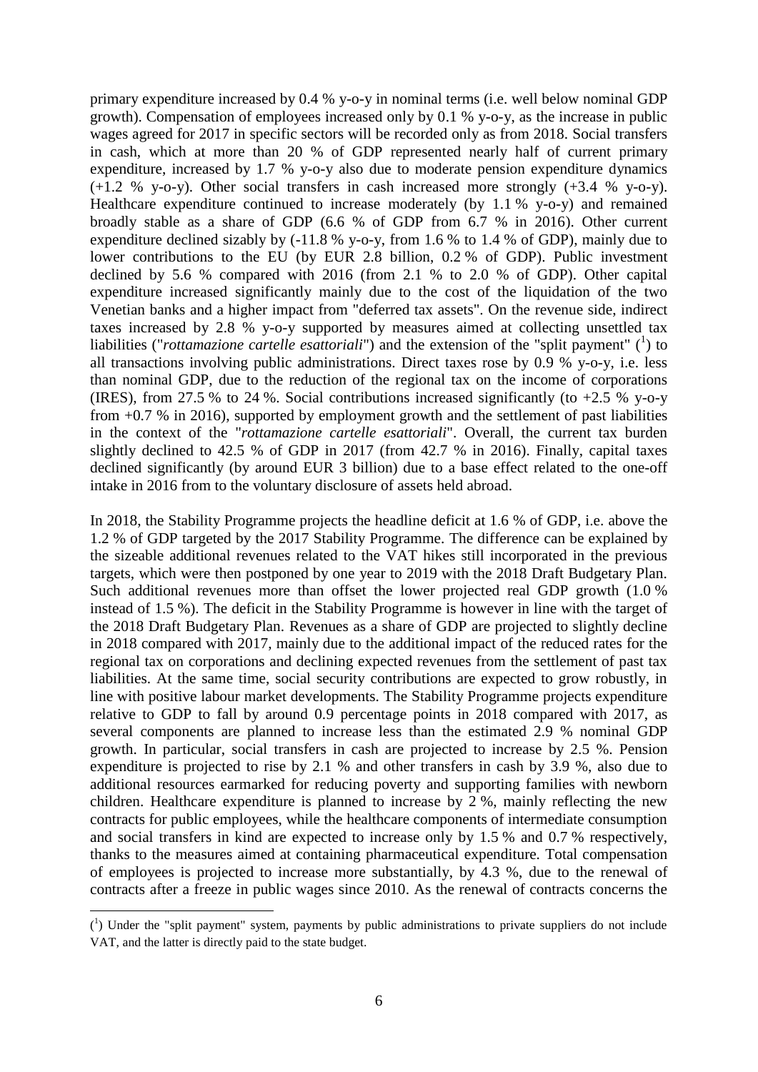primary expenditure increased by 0.4 % y-o-y in nominal terms (i.e. well below nominal GDP growth). Compensation of employees increased only by 0.1 % y-o-y, as the increase in public wages agreed for 2017 in specific sectors will be recorded only as from 2018. Social transfers in cash, which at more than 20 % of GDP represented nearly half of current primary expenditure, increased by 1.7 % y-o-y also due to moderate pension expenditure dynamics (+1.2 % y-o-y). Other social transfers in cash increased more strongly (+3.4 % y-o-y). Healthcare expenditure continued to increase moderately (by 1.1 % y-o-y) and remained broadly stable as a share of GDP (6.6 % of GDP from 6.7 % in 2016). Other current expenditure declined sizably by (-11.8 % y-o-y, from 1.6 % to 1.4 % of GDP), mainly due to lower contributions to the EU (by EUR 2.8 billion, 0.2 % of GDP). Public investment declined by 5.6 % compared with 2016 (from 2.1 % to 2.0 % of GDP). Other capital expenditure increased significantly mainly due to the cost of the liquidation of the two Venetian banks and a higher impact from "deferred tax assets". On the revenue side, indirect taxes increased by 2.8 % y-o-y supported by measures aimed at collecting unsettled tax liabilities ("*rottamazione cartelle esattoriali*") and the extension of the "split payment" ([1]) to all transactions involving public administrations. Direct taxes rose by 0.9 % y-o-y, i.e. less than nominal GDP, due to the reduction of the regional tax on the income of corporations (IRES), from 27.5 % to 24 %. Social contributions increased significantly (to +2.5 % y-o-y from +0.7 % in 2016), supported by employment growth and the settlement of past liabilities in the context of the "*rottamazione cartelle esattoriali*". Overall, the current tax burden slightly declined to 42.5 % of GDP in 2017 (from 42.7 % in 2016). Finally, capital taxes declined significantly (by around EUR 3 billion) due to a base effect related to the one-off intake in 2016 from to the voluntary disclosure of assets held abroad.

In 2018, the Stability Programme projects the headline deficit at 1.6 % of GDP, i.e. above the 1.2 % of GDP targeted by the 2017 Stability Programme. The difference can be explained by the sizeable additional revenues related to the VAT hikes still incorporated in the previous targets, which were then postponed by one year to 2019 with the 2018 Draft Budgetary Plan. Such additional revenues more than offset the lower projected real GDP growth (1.0 % instead of 1.5 %). The deficit in the Stability Programme is however in line with the target of the 2018 Draft Budgetary Plan. Revenues as a share of GDP are projected to slightly decline in 2018 compared with 2017, mainly due to the additional impact of the reduced rates for the regional tax on corporations and declining expected revenues from the settlement of past tax liabilities. At the same time, social security contributions are expected to grow robustly, in line with positive labour market developments. The Stability Programme projects expenditure relative to GDP to fall by around 0.9 percentage points in 2018 compared with 2017, as several components are planned to increase less than the estimated 2.9 % nominal GDP growth. In particular, social transfers in cash are projected to increase by 2.5 %. Pension expenditure is projected to rise by 2.1 % and other transfers in cash by 3.9 %, also due to additional resources earmarked for reducing poverty and supporting families with newborn children. Healthcare expenditure is planned to increase by 2 %, mainly reflecting the new contracts for public employees, while the healthcare components of intermediate consumption and social transfers in kind are expected to increase only by 1.5 % and 0.7 % respectively, thanks to the measures aimed at containing pharmaceutical expenditure. Total compensation of employees is projected to increase more substantially, by 4.3 %, due to the renewal of contracts after a freeze in public wages since 2010. As the renewal of contracts concerns the

([1]) Under the "split payment" system, payments by public administrations to private suppliers do not include VAT, and the latter is directly paid to the state budget.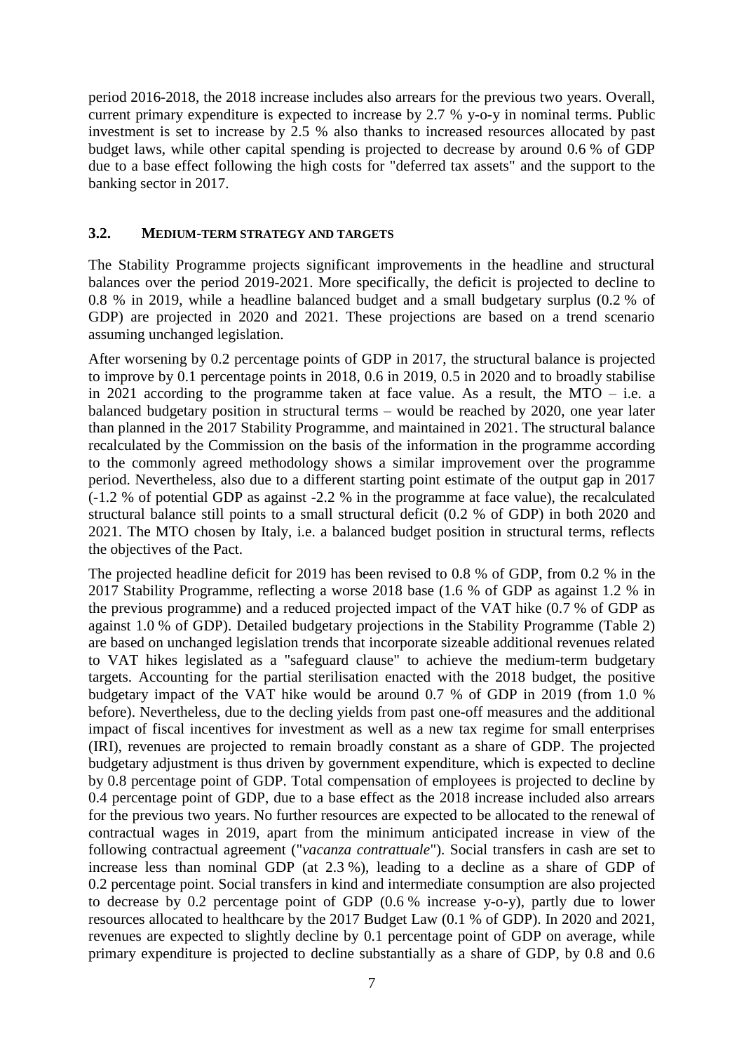period 2016-2018, the 2018 increase includes also arrears for the previous two years. Overall, current primary expenditure is expected to increase by 2.7 % y-o-y in nominal terms. Public investment is set to increase by 2.5 % also thanks to increased resources allocated by past budget laws, while other capital spending is projected to decrease by around 0.6 % of GDP due to a base effect following the high costs for "deferred tax assets" and the support to the banking sector in 2017.

### 3.2. MEDIUM-TERM STRATEGY AND TARGETS

The Stability Programme projects significant improvements in the headline and structural balances over the period 2019-2021. More specifically, the deficit is projected to decline to 0.8 % in 2019, while a headline balanced budget and a small budgetary surplus (0.2 % of GDP) are projected in 2020 and 2021. These projections are based on a trend scenario assuming unchanged legislation.

After worsening by 0.2 percentage points of GDP in 2017, the structural balance is projected to improve by 0.1 percentage points in 2018, 0.6 in 2019, 0.5 in 2020 and to broadly stabilise in 2021 according to the programme taken at face value. As a result, the MTO – i.e. a balanced budgetary position in structural terms – would be reached by 2020, one year later than planned in the 2017 Stability Programme, and maintained in 2021. The structural balance recalculated by the Commission on the basis of the information in the programme according to the commonly agreed methodology shows a similar improvement over the programme period. Nevertheless, also due to a different starting point estimate of the output gap in 2017 (-1.2 % of potential GDP as against -2.2 % in the programme at face value), the recalculated structural balance still points to a small structural deficit (0.2 % of GDP) in both 2020 and 2021. The MTO chosen by Italy, i.e. a balanced budget position in structural terms, reflects the objectives of the Pact.

The projected headline deficit for 2019 has been revised to 0.8 % of GDP, from 0.2 % in the 2017 Stability Programme, reflecting a worse 2018 base (1.6 % of GDP as against 1.2 % in the previous programme) and a reduced projected impact of the VAT hike (0.7 % of GDP as against 1.0 % of GDP). Detailed budgetary projections in the Stability Programme (Table 2) are based on unchanged legislation trends that incorporate sizeable additional revenues related to VAT hikes legislated as a "safeguard clause" to achieve the medium-term budgetary targets. Accounting for the partial sterilisation enacted with the 2018 budget, the positive budgetary impact of the VAT hike would be around 0.7 % of GDP in 2019 (from 1.0 % before). Nevertheless, due to the decling yields from past one-off measures and the additional impact of fiscal incentives for investment as well as a new tax regime for small enterprises (IRI), revenues are projected to remain broadly constant as a share of GDP. The projected budgetary adjustment is thus driven by government expenditure, which is expected to decline by 0.8 percentage point of GDP. Total compensation of employees is projected to decline by 0.4 percentage point of GDP, due to a base effect as the 2018 increase included also arrears for the previous two years. No further resources are expected to be allocated to the renewal of contractual wages in 2019, apart from the minimum anticipated increase in view of the following contractual agreement ("*vacanza contrattuale*"). Social transfers in cash are set to increase less than nominal GDP (at 2.3 %), leading to a decline as a share of GDP of 0.2 percentage point. Social transfers in kind and intermediate consumption are also projected to decrease by 0.2 percentage point of GDP (0.6 % increase y-o-y), partly due to lower resources allocated to healthcare by the 2017 Budget Law (0.1 % of GDP). In 2020 and 2021, revenues are expected to slightly decline by 0.1 percentage point of GDP on average, while primary expenditure is projected to decline substantially as a share of GDP, by 0.8 and 0.6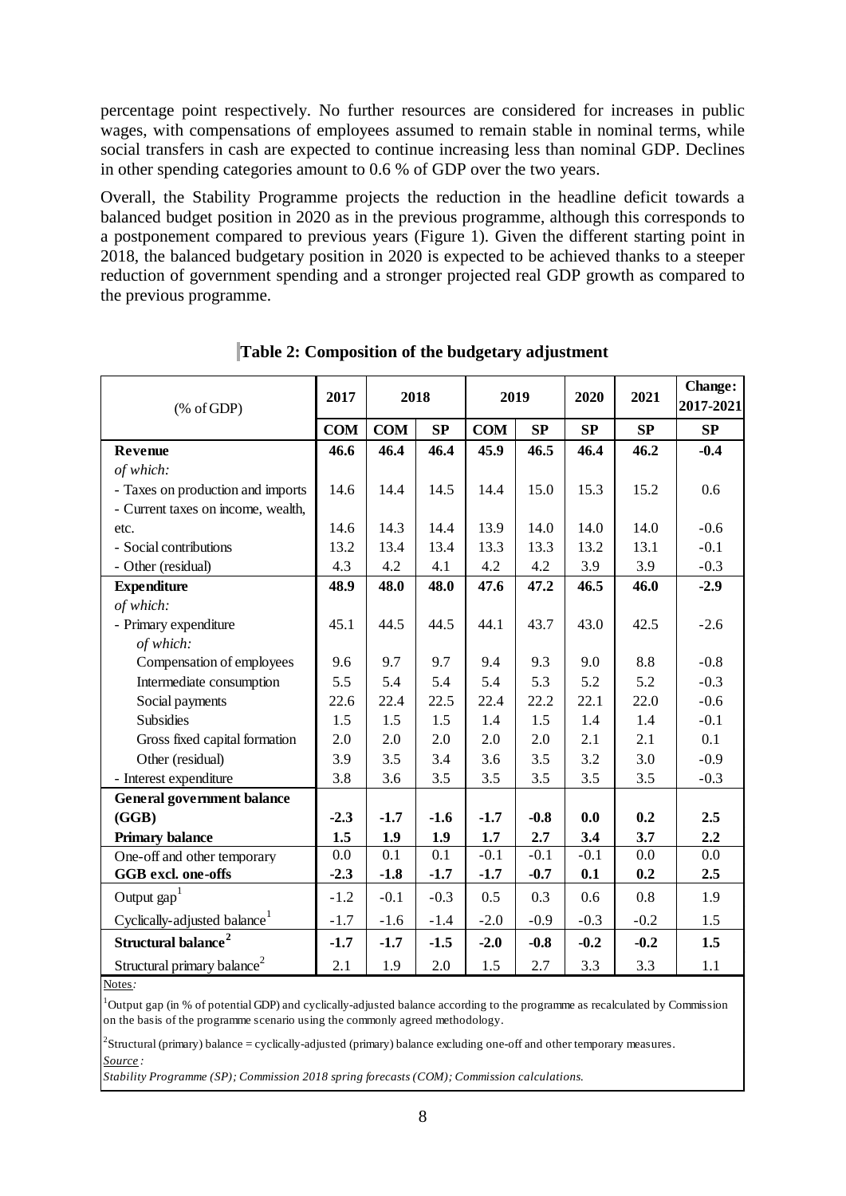percentage point respectively. No further resources are considered for increases in public wages, with compensations of employees assumed to remain stable in nominal terms, while social transfers in cash are expected to continue increasing less than nominal GDP. Declines in other spending categories amount to 0.6 % of GDP over the two years.

Overall, the Stability Programme projects the reduction in the headline deficit towards a balanced budget position in 2020 as in the previous programme, although this corresponds to a postponement compared to previous years (Figure 1). Given the different starting point in 2018, the balanced budgetary position in 2020 is expected to be achieved thanks to a steeper reduction of government spending and a stronger projected real GDP growth as compared to the previous programme.

**Table 2: Composition of the budgetary adjustment**

| (% of GDP) | 2017 | 2018 | | 2019 | | 2020 | 2021 | Change: 2017-2021 |
|---|---|---|---|---|---|---|---|---|
| | **COM** | **COM** | **SP** | **COM** | **SP** | **SP** | **SP** | **SP** |
| **Revenue** | **46.6** | **46.4** | **46.4** | **45.9** | **46.5** | **46.4** | **46.2** | **-0.4** |
| *of which:* | | | | | | | | |
| - Taxes on production and imports | 14.6 | 14.4 | 14.5 | 14.4 | 15.0 | 15.3 | 15.2 | 0.6 |
| - Current taxes on income, wealth, etc. | 14.6 | 14.3 | 14.4 | 13.9 | 14.0 | 14.0 | 14.0 | -0.6 |
| - Social contributions | 13.2 | 13.4 | 13.4 | 13.3 | 13.3 | 13.2 | 13.1 | -0.1 |
| - Other (residual) | 4.3 | 4.2 | 4.1 | 4.2 | 4.2 | 3.9 | 3.9 | -0.3 |
| **Expenditure** | **48.9** | **48.0** | **48.0** | **47.6** | **47.2** | **46.5** | **46.0** | **-2.9** |
| *of which:* | | | | | | | | |
| - Primary expenditure | 45.1 | 44.5 | 44.5 | 44.1 | 43.7 | 43.0 | 42.5 | -2.6 |
| *of which:* | | | | | | | | |
| Compensation of employees | 9.6 | 9.7 | 9.7 | 9.4 | 9.3 | 9.0 | 8.8 | -0.8 |
| Intermediate consumption | 5.5 | 5.4 | 5.4 | 5.4 | 5.3 | 5.2 | 5.2 | -0.3 |
| Social payments | 22.6 | 22.4 | 22.5 | 22.4 | 22.2 | 22.1 | 22.0 | -0.6 |
| Subsidies | 1.5 | 1.5 | 1.5 | 1.4 | 1.5 | 1.4 | 1.4 | -0.1 |
| Gross fixed capital formation | 2.0 | 2.0 | 2.0 | 2.0 | 2.0 | 2.1 | 2.1 | 0.1 |
| Other (residual) | 3.9 | 3.5 | 3.4 | 3.6 | 3.5 | 3.2 | 3.0 | -0.9 |
| - Interest expenditure | 3.8 | 3.6 | 3.5 | 3.5 | 3.5 | 3.5 | 3.5 | -0.3 |
| **General government balance (GGB)** | **-2.3** | **-1.7** | **-1.6** | **-1.7** | **-0.8** | **0.0** | **0.2** | **2.5** |
| **Primary balance** | **1.5** | **1.9** | **1.9** | **1.7** | **2.7** | **3.4** | **3.7** | **2.2** |
| One-off and other temporary | 0.0 | 0.1 | 0.1 | -0.1 | -0.1 | -0.1 | 0.0 | 0.0 |
| **GGB excl. one-offs** | **-2.3** | **-1.8** | **-1.7** | **-1.7** | **-0.7** | **0.1** | **0.2** | **2.5** |
| Output gap[1] | -1.2 | -0.1 | -0.3 | 0.5 | 0.3 | 0.6 | 0.8 | 1.9 |
| Cyclically-adjusted balance[1] | -1.7 | -1.6 | -1.4 | -2.0 | -0.9 | -0.3 | -0.2 | 1.5 |
| **Structural balance[2]** | **-1.7** | **-1.7** | **-1.5** | **-2.0** | **-0.8** | **-0.2** | **-0.2** | **1.5** |
| Structural primary balance[2] | 2.1 | 1.9 | 2.0 | 1.5 | 2.7 | 3.3 | 3.3 | 1.1 |

Notes*:*

[1]Output gap (in % of potential GDP) and cyclically-adjusted balance according to the programme as recalculated by Commission on the basis of the programme scenario using the commonly agreed methodology.

[2]Structural (primary) balance = cyclically-adjusted (primary) balance excluding one-off and other temporary measures.

*Source :*

*Stability Programme (SP); Commission 2018 spring forecasts (COM); Commission calculations.*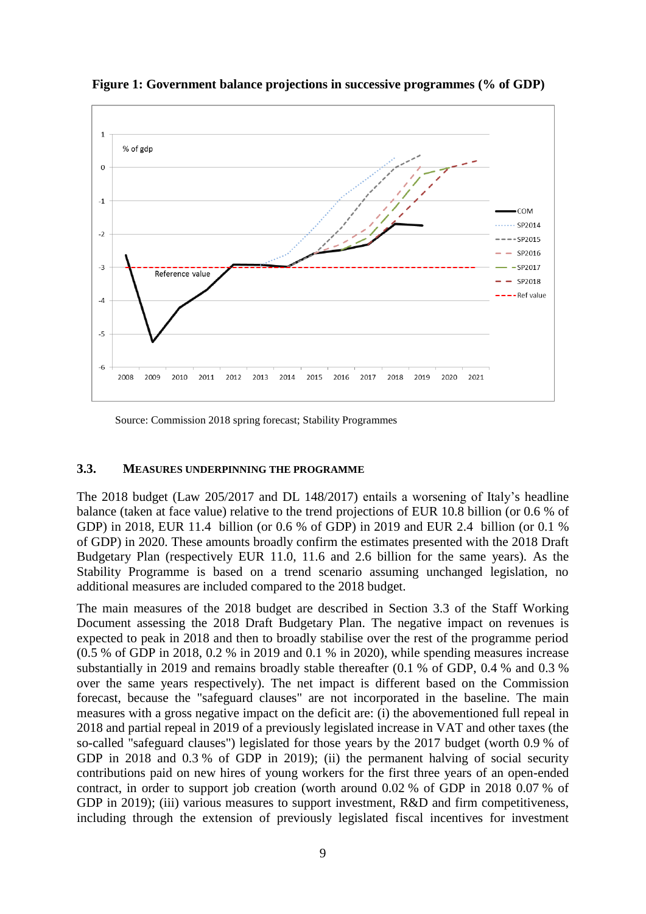**Figure 1: Government balance projections in successive programmes (% of GDP)**

Source: Commission 2018 spring forecast; Stability Programmes

### 3.3. Measures underpinning the programme

The 2018 budget (Law 205/2017 and DL 148/2017) entails a worsening of Italy's headline balance (taken at face value) relative to the trend projections of EUR 10.8 billion (or 0.6 % of GDP) in 2018, EUR 11.4 billion (or 0.6 % of GDP) in 2019 and EUR 2.4 billion (or 0.1 % of GDP) in 2020. These amounts broadly confirm the estimates presented with the 2018 Draft Budgetary Plan (respectively EUR 11.0, 11.6 and 2.6 billion for the same years). As the Stability Programme is based on a trend scenario assuming unchanged legislation, no additional measures are included compared to the 2018 budget.

The main measures of the 2018 budget are described in Section 3.3 of the Staff Working Document assessing the 2018 Draft Budgetary Plan. The negative impact on revenues is expected to peak in 2018 and then to broadly stabilise over the rest of the programme period (0.5 % of GDP in 2018, 0.2 % in 2019 and 0.1 % in 2020), while spending measures increase substantially in 2019 and remains broadly stable thereafter (0.1 % of GDP, 0.4 % and 0.3 % over the same years respectively). The net impact is different based on the Commission forecast, because the "safeguard clauses" are not incorporated in the baseline. The main measures with a gross negative impact on the deficit are: (i) the abovementioned full repeal in 2018 and partial repeal in 2019 of a previously legislated increase in VAT and other taxes (the so-called "safeguard clauses") legislated for those years by the 2017 budget (worth 0.9 % of GDP in 2018 and 0.3 % of GDP in 2019); (ii) the permanent halving of social security contributions paid on new hires of young workers for the first three years of an open-ended contract, in order to support job creation (worth around 0.02 % of GDP in 2018 0.07 % of GDP in 2019); (iii) various measures to support investment, R&D and firm competitiveness, including through the extension of previously legislated fiscal incentives for investment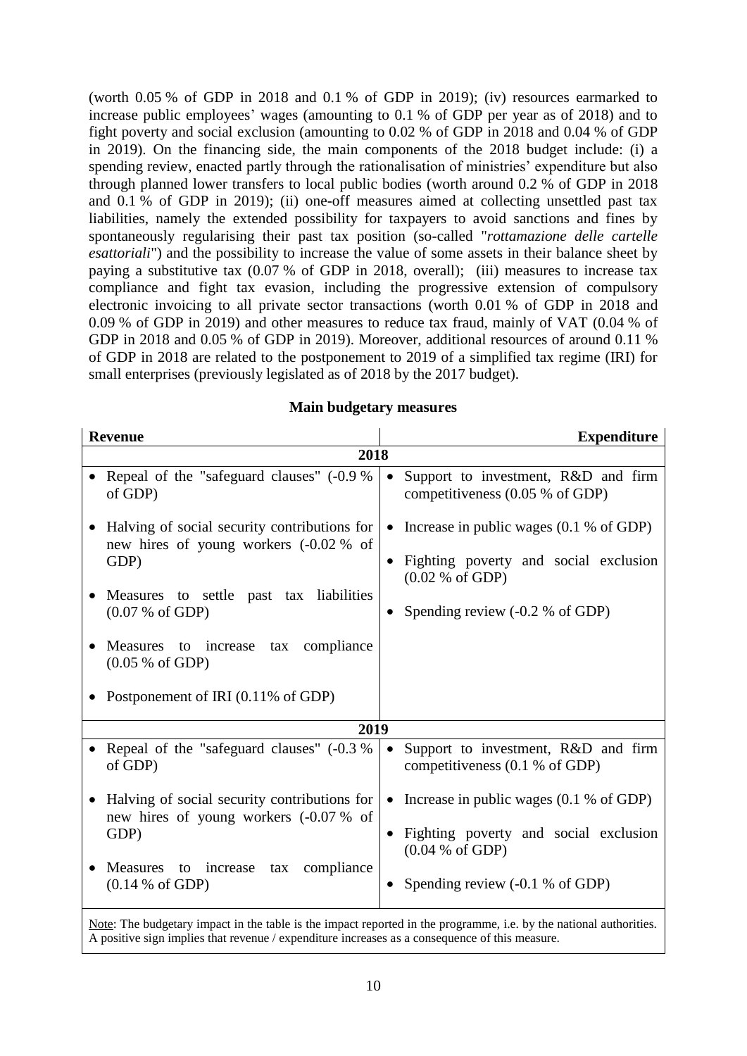(worth 0.05 % of GDP in 2018 and 0.1 % of GDP in 2019); (iv) resources earmarked to increase public employees' wages (amounting to 0.1 % of GDP per year as of 2018) and to fight poverty and social exclusion (amounting to 0.02 % of GDP in 2018 and 0.04 % of GDP in 2019). On the financing side, the main components of the 2018 budget include: (i) a spending review, enacted partly through the rationalisation of ministries' expenditure but also through planned lower transfers to local public bodies (worth around 0.2 % of GDP in 2018 and 0.1 % of GDP in 2019); (ii) one-off measures aimed at collecting unsettled past tax liabilities, namely the extended possibility for taxpayers to avoid sanctions and fines by spontaneously regularising their past tax position (so-called "*rottamazione delle cartelle esattoriali*") and the possibility to increase the value of some assets in their balance sheet by paying a substitutive tax (0.07 % of GDP in 2018, overall); (iii) measures to increase tax compliance and fight tax evasion, including the progressive extension of compulsory electronic invoicing to all private sector transactions (worth 0.01 % of GDP in 2018 and 0.09 % of GDP in 2019) and other measures to reduce tax fraud, mainly of VAT (0.04 % of GDP in 2018 and 0.05 % of GDP in 2019). Moreover, additional resources of around 0.11 % of GDP in 2018 are related to the postponement to 2019 of a simplified tax regime (IRI) for small enterprises (previously legislated as of 2018 by the 2017 budget).

**Main budgetary measures**

| Revenue | Expenditure |
|---|---|
| **2018** | |
| • Repeal of the "safeguard clauses" (-0.9 % of GDP)<br>• Halving of social security contributions for new hires of young workers (-0.02 % of GDP)<br>• Measures to settle past tax liabilities (0.07 % of GDP)<br>• Measures to increase tax compliance (0.05 % of GDP)<br>• Postponement of IRI (0.11% of GDP) | • Support to investment, R&D and firm competitiveness (0.05 % of GDP)<br>• Increase in public wages (0.1 % of GDP)<br>• Fighting poverty and social exclusion (0.02 % of GDP)<br>• Spending review (-0.2 % of GDP) |
| **2019** | |
| • Repeal of the "safeguard clauses" (-0.3 % of GDP)<br>• Halving of social security contributions for new hires of young workers (-0.07 % of GDP)<br>• Measures to increase tax compliance (0.14 % of GDP) | • Support to investment, R&D and firm competitiveness (0.1 % of GDP)<br>• Increase in public wages (0.1 % of GDP)<br>• Fighting poverty and social exclusion (0.04 % of GDP)<br>• Spending review (-0.1 % of GDP) |

Note: The budgetary impact in the table is the impact reported in the programme, i.e. by the national authorities. A positive sign implies that revenue / expenditure increases as a consequence of this measure.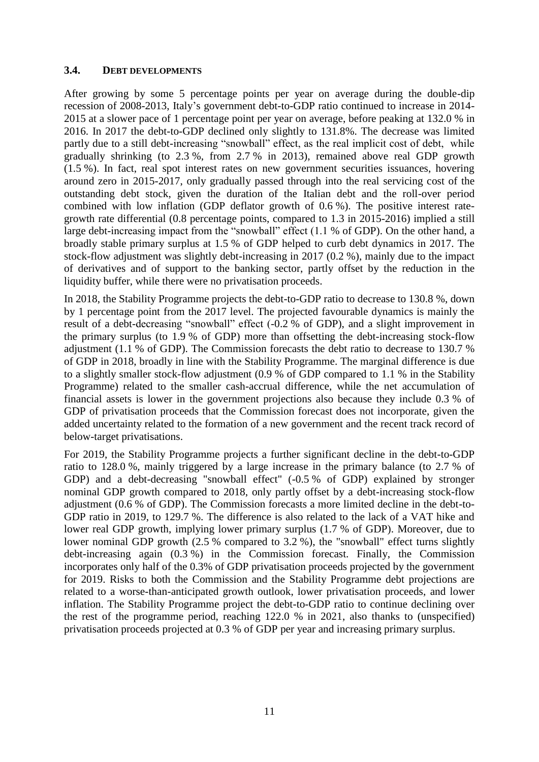### 3.4. DEBT DEVELOPMENTS

After growing by some 5 percentage points per year on average during the double-dip recession of 2008-2013, Italy's government debt-to-GDP ratio continued to increase in 2014-2015 at a slower pace of 1 percentage point per year on average, before peaking at 132.0 % in 2016. In 2017 the debt-to-GDP declined only slightly to 131.8%. The decrease was limited partly due to a still debt-increasing "snowball" effect, as the real implicit cost of debt, while gradually shrinking (to 2.3 %, from 2.7 % in 2013), remained above real GDP growth (1.5 %). In fact, real spot interest rates on new government securities issuances, hovering around zero in 2015-2017, only gradually passed through into the real servicing cost of the outstanding debt stock, given the duration of the Italian debt and the roll-over period combined with low inflation (GDP deflator growth of 0.6 %). The positive interest rate-growth rate differential (0.8 percentage points, compared to 1.3 in 2015-2016) implied a still large debt-increasing impact from the "snowball" effect (1.1 % of GDP). On the other hand, a broadly stable primary surplus at 1.5 % of GDP helped to curb debt dynamics in 2017. The stock-flow adjustment was slightly debt-increasing in 2017 (0.2 %), mainly due to the impact of derivatives and of support to the banking sector, partly offset by the reduction in the liquidity buffer, while there were no privatisation proceeds.

In 2018, the Stability Programme projects the debt-to-GDP ratio to decrease to 130.8 %, down by 1 percentage point from the 2017 level. The projected favourable dynamics is mainly the result of a debt-decreasing "snowball" effect (-0.2 % of GDP), and a slight improvement in the primary surplus (to 1.9 % of GDP) more than offsetting the debt-increasing stock-flow adjustment (1.1 % of GDP). The Commission forecasts the debt ratio to decrease to 130.7 % of GDP in 2018, broadly in line with the Stability Programme. The marginal difference is due to a slightly smaller stock-flow adjustment (0.9 % of GDP compared to 1.1 % in the Stability Programme) related to the smaller cash-accrual difference, while the net accumulation of financial assets is lower in the government projections also because they include 0.3 % of GDP of privatisation proceeds that the Commission forecast does not incorporate, given the added uncertainty related to the formation of a new government and the recent track record of below-target privatisations.

For 2019, the Stability Programme projects a further significant decline in the debt-to-GDP ratio to 128.0 %, mainly triggered by a large increase in the primary balance (to 2.7 % of GDP) and a debt-decreasing "snowball effect" (-0.5 % of GDP) explained by stronger nominal GDP growth compared to 2018, only partly offset by a debt-increasing stock-flow adjustment (0.6 % of GDP). The Commission forecasts a more limited decline in the debt-to-GDP ratio in 2019, to 129.7 %. The difference is also related to the lack of a VAT hike and lower real GDP growth, implying lower primary surplus (1.7 % of GDP). Moreover, due to lower nominal GDP growth (2.5 % compared to 3.2 %), the "snowball" effect turns slightly debt-increasing again (0.3 %) in the Commission forecast. Finally, the Commission incorporates only half of the 0.3% of GDP privatisation proceeds projected by the government for 2019. Risks to both the Commission and the Stability Programme debt projections are related to a worse-than-anticipated growth outlook, lower privatisation proceeds, and lower inflation. The Stability Programme project the debt-to-GDP ratio to continue declining over the rest of the programme period, reaching 122.0 % in 2021, also thanks to (unspecified) privatisation proceeds projected at 0.3 % of GDP per year and increasing primary surplus.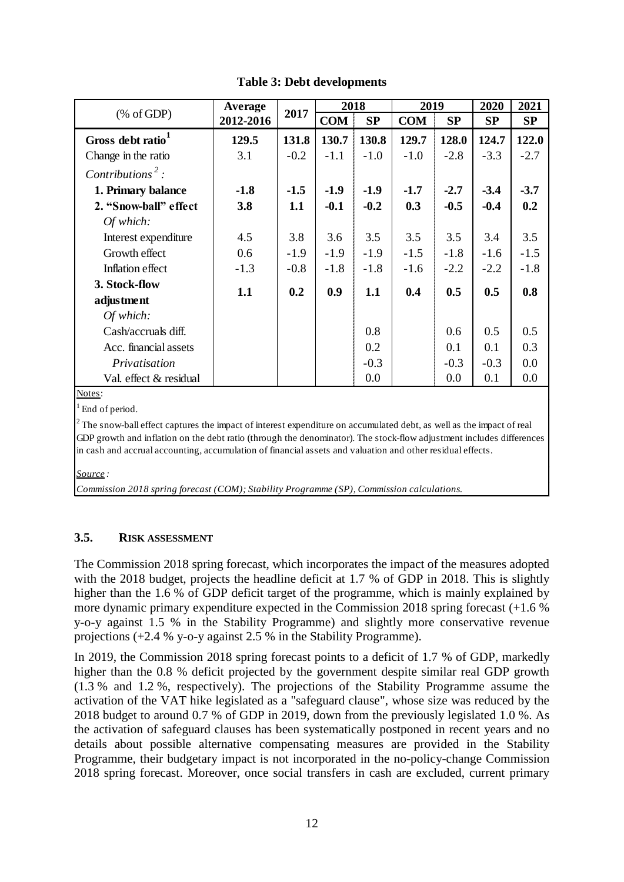**Table 3: Debt developments**

| (% of GDP) | Average 2012-2016 | 2017 | 2018 | | 2019 | | 2020 | 2021 |
|---|---|---|---|---|---|---|---|---|
| | | | COM | SP | COM | SP | SP | SP |
| **Gross debt ratio[1]** | **129.5** | **131.8** | **130.7** | **130.8** | **129.7** | **128.0** | **124.7** | **122.0** |
| Change in the ratio | 3.1 | -0.2 | -1.1 | -1.0 | -1.0 | -2.8 | -3.3 | -2.7 |
| *Contributions[2]:* | | | | | | | | |
| **1. Primary balance** | **-1.8** | **-1.5** | **-1.9** | **-1.9** | **-1.7** | **-2.7** | **-3.4** | **-3.7** |
| **2. "Snow-ball" effect** | **3.8** | **1.1** | **-0.1** | **-0.2** | **0.3** | **-0.5** | **-0.4** | **0.2** |
| *Of which:* | | | | | | | | |
| Interest expenditure | 4.5 | 3.8 | 3.6 | 3.5 | 3.5 | 3.5 | 3.4 | 3.5 |
| Growth effect | 0.6 | -1.9 | -1.9 | -1.9 | -1.5 | -1.8 | -1.6 | -1.5 |
| Inflation effect | -1.3 | -0.8 | -1.8 | -1.8 | -1.6 | -2.2 | -2.2 | -1.8 |
| **3. Stock-flow adjustment** | **1.1** | **0.2** | **0.9** | **1.1** | **0.4** | **0.5** | **0.5** | **0.8** |
| *Of which:* | | | | | | | | |
| Cash/accruals diff. | | | | 0.8 | | 0.6 | 0.5 | 0.5 |
| Acc. financial assets | | | | 0.2 | | 0.1 | 0.1 | 0.3 |
| *Privatisation* | | | | -0.3 | | -0.3 | -0.3 | 0.0 |
| Val. effect & residual | | | | 0.0 | | 0.0 | 0.1 | 0.0 |

Notes:

[1] End of period.

[2] The snow-ball effect captures the impact of interest expenditure on accumulated debt, as well as the impact of real GDP growth and inflation on the debt ratio (through the denominator). The stock-flow adjustment includes differences in cash and accrual accounting, accumulation of financial assets and valuation and other residual effects.

*Source:*

*Commission 2018 spring forecast (COM); Stability Programme (SP), Commission calculations.*

### 3.5. RISK ASSESSMENT

The Commission 2018 spring forecast, which incorporates the impact of the measures adopted with the 2018 budget, projects the headline deficit at 1.7 % of GDP in 2018. This is slightly higher than the 1.6 % of GDP deficit target of the programme, which is mainly explained by more dynamic primary expenditure expected in the Commission 2018 spring forecast (+1.6 % y-o-y against 1.5 % in the Stability Programme) and slightly more conservative revenue projections (+2.4 % y-o-y against 2.5 % in the Stability Programme).

In 2019, the Commission 2018 spring forecast points to a deficit of 1.7 % of GDP, markedly higher than the 0.8 % deficit projected by the government despite similar real GDP growth (1.3 % and 1.2 %, respectively). The projections of the Stability Programme assume the activation of the VAT hike legislated as a "safeguard clause", whose size was reduced by the 2018 budget to around 0.7 % of GDP in 2019, down from the previously legislated 1.0 %. As the activation of safeguard clauses has been systematically postponed in recent years and no details about possible alternative compensating measures are provided in the Stability Programme, their budgetary impact is not incorporated in the no-policy-change Commission 2018 spring forecast. Moreover, once social transfers in cash are excluded, current primary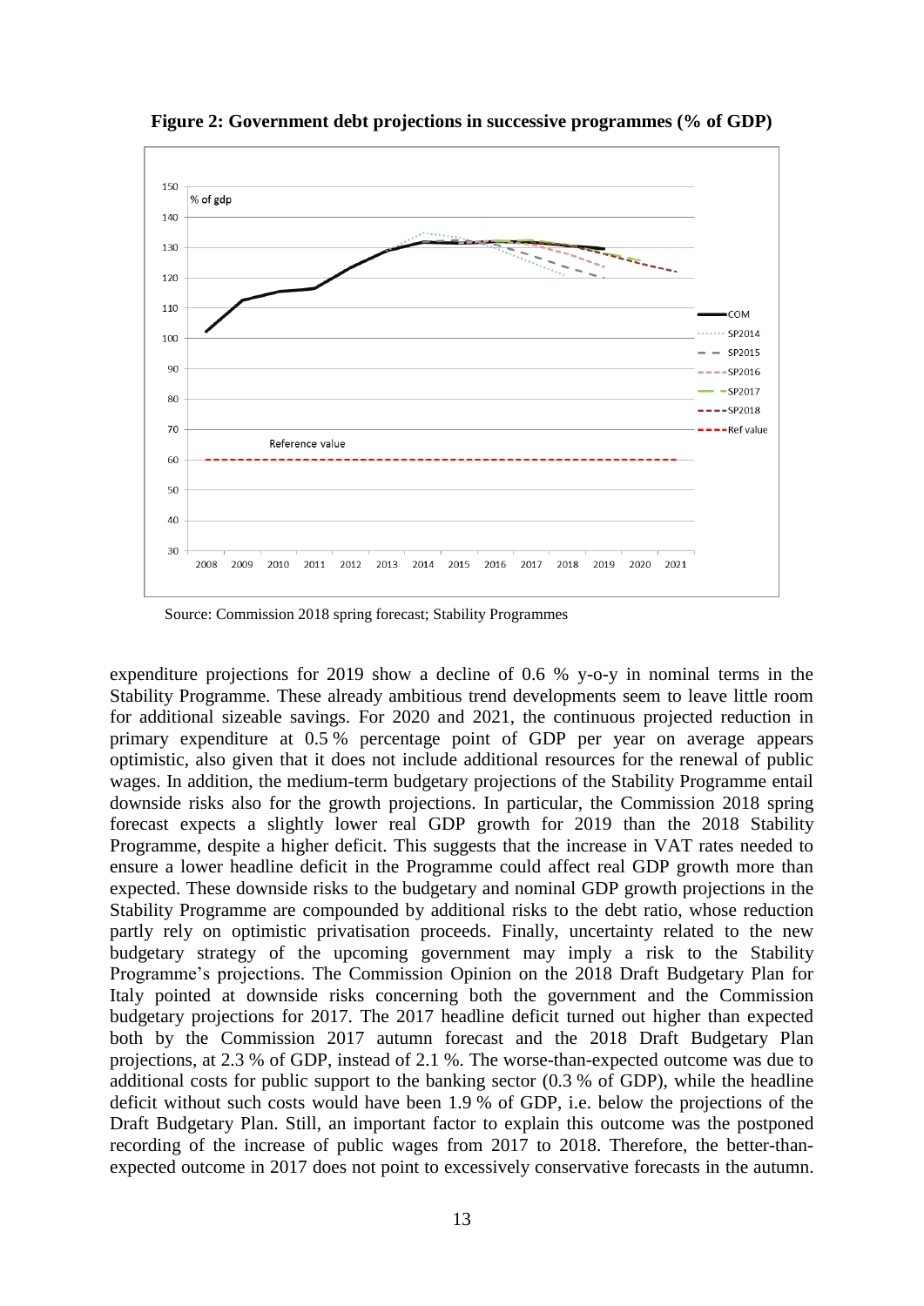**Figure 2: Government debt projections in successive programmes (% of GDP)**

Source: Commission 2018 spring forecast; Stability Programmes

expenditure projections for 2019 show a decline of 0.6 % y-o-y in nominal terms in the Stability Programme. These already ambitious trend developments seem to leave little room for additional sizeable savings. For 2020 and 2021, the continuous projected reduction in primary expenditure at 0.5 % percentage point of GDP per year on average appears optimistic, also given that it does not include additional resources for the renewal of public wages. In addition, the medium-term budgetary projections of the Stability Programme entail downside risks also for the growth projections. In particular, the Commission 2018 spring forecast expects a slightly lower real GDP growth for 2019 than the 2018 Stability Programme, despite a higher deficit. This suggests that the increase in VAT rates needed to ensure a lower headline deficit in the Programme could affect real GDP growth more than expected. These downside risks to the budgetary and nominal GDP growth projections in the Stability Programme are compounded by additional risks to the debt ratio, whose reduction partly rely on optimistic privatisation proceeds. Finally, uncertainty related to the new budgetary strategy of the upcoming government may imply a risk to the Stability Programme's projections. The Commission Opinion on the 2018 Draft Budgetary Plan for Italy pointed at downside risks concerning both the government and the Commission budgetary projections for 2017. The 2017 headline deficit turned out higher than expected both by the Commission 2017 autumn forecast and the 2018 Draft Budgetary Plan projections, at 2.3 % of GDP, instead of 2.1 %. The worse-than-expected outcome was due to additional costs for public support to the banking sector (0.3 % of GDP), while the headline deficit without such costs would have been 1.9 % of GDP, i.e. below the projections of the Draft Budgetary Plan. Still, an important factor to explain this outcome was the postponed recording of the increase of public wages from 2017 to 2018. Therefore, the better-than-expected outcome in 2017 does not point to excessively conservative forecasts in the autumn.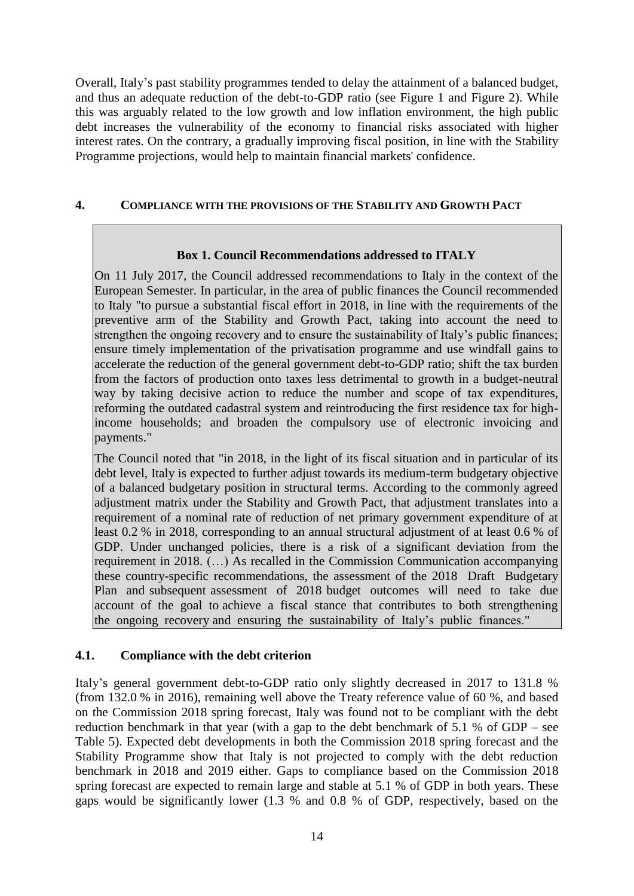Overall, Italy's past stability programmes tended to delay the attainment of a balanced budget, and thus an adequate reduction of the debt-to-GDP ratio (see Figure 1 and Figure 2). While this was arguably related to the low growth and low inflation environment, the high public debt increases the vulnerability of the economy to financial risks associated with higher interest rates. On the contrary, a gradually improving fiscal position, in line with the Stability Programme projections, would help to maintain financial markets' confidence.

## 4. COMPLIANCE WITH THE PROVISIONS OF THE STABILITY AND GROWTH PACT

> **Box 1. Council Recommendations addressed to ITALY**
>
> On 11 July 2017, the Council addressed recommendations to Italy in the context of the European Semester. In particular, in the area of public finances the Council recommended to Italy "to pursue a substantial fiscal effort in 2018, in line with the requirements of the preventive arm of the Stability and Growth Pact, taking into account the need to strengthen the ongoing recovery and to ensure the sustainability of Italy's public finances; ensure timely implementation of the privatisation programme and use windfall gains to accelerate the reduction of the general government debt-to-GDP ratio; shift the tax burden from the factors of production onto taxes less detrimental to growth in a budget-neutral way by taking decisive action to reduce the number and scope of tax expenditures, reforming the outdated cadastral system and reintroducing the first residence tax for high-income households; and broaden the compulsory use of electronic invoicing and payments."
>
> The Council noted that "in 2018, in the light of its fiscal situation and in particular of its debt level, Italy is expected to further adjust towards its medium-term budgetary objective of a balanced budgetary position in structural terms. According to the commonly agreed adjustment matrix under the Stability and Growth Pact, that adjustment translates into a requirement of a nominal rate of reduction of net primary government expenditure of at least 0.2 % in 2018, corresponding to an annual structural adjustment of at least 0.6 % of GDP. Under unchanged policies, there is a risk of a significant deviation from the requirement in 2018. (…) As recalled in the Commission Communication accompanying these country-specific recommendations, the assessment of the 2018 Draft Budgetary Plan and subsequent assessment of 2018 budget outcomes will need to take due account of the goal to achieve a fiscal stance that contributes to both strengthening the ongoing recovery and ensuring the sustainability of Italy's public finances."

### 4.1. Compliance with the debt criterion

Italy's general government debt-to-GDP ratio only slightly decreased in 2017 to 131.8 % (from 132.0 % in 2016), remaining well above the Treaty reference value of 60 %, and based on the Commission 2018 spring forecast, Italy was found not to be compliant with the debt reduction benchmark in that year (with a gap to the debt benchmark of 5.1 % of GDP – see Table 5). Expected debt developments in both the Commission 2018 spring forecast and the Stability Programme show that Italy is not projected to comply with the debt reduction benchmark in 2018 and 2019 either. Gaps to compliance based on the Commission 2018 spring forecast are expected to remain large and stable at 5.1 % of GDP in both years. These gaps would be significantly lower (1.3 % and 0.8 % of GDP, respectively, based on the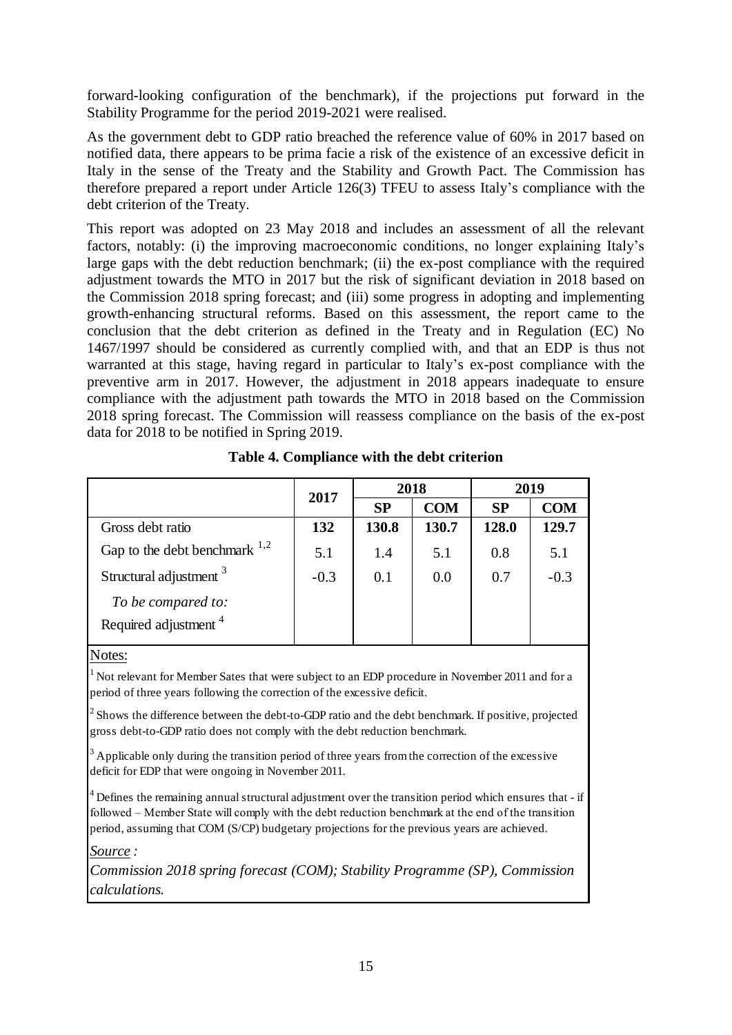forward-looking configuration of the benchmark), if the projections put forward in the Stability Programme for the period 2019-2021 were realised.

As the government debt to GDP ratio breached the reference value of 60% in 2017 based on notified data, there appears to be prima facie a risk of the existence of an excessive deficit in Italy in the sense of the Treaty and the Stability and Growth Pact. The Commission has therefore prepared a report under Article 126(3) TFEU to assess Italy's compliance with the debt criterion of the Treaty.

This report was adopted on 23 May 2018 and includes an assessment of all the relevant factors, notably: (i) the improving macroeconomic conditions, no longer explaining Italy's large gaps with the debt reduction benchmark; (ii) the ex-post compliance with the required adjustment towards the MTO in 2017 but the risk of significant deviation in 2018 based on the Commission 2018 spring forecast; and (iii) some progress in adopting and implementing growth-enhancing structural reforms. Based on this assessment, the report came to the conclusion that the debt criterion as defined in the Treaty and in Regulation (EC) No 1467/1997 should be considered as currently complied with, and that an EDP is thus not warranted at this stage, having regard in particular to Italy's ex-post compliance with the preventive arm in 2017. However, the adjustment in 2018 appears inadequate to ensure compliance with the adjustment path towards the MTO in 2018 based on the Commission 2018 spring forecast. The Commission will reassess compliance on the basis of the ex-post data for 2018 to be notified in Spring 2019.

**Table 4. Compliance with the debt criterion**

| | 2017 | 2018 | | 2019 | |
|---|---|---|---|---|---|
| | | **SP** | **COM** | **SP** | **COM** |
| Gross debt ratio | **132** | **130.8** | **130.7** | **128.0** | **129.7** |
| Gap to the debt benchmark [1,2] | 5.1 | 1.4 | 5.1 | 0.8 | 5.1 |
| Structural adjustment [3] | -0.3 | 0.1 | 0.0 | 0.7 | -0.3 |
| *To be compared to:* Required adjustment [4] | | | | | |

Notes:

[1] Not relevant for Member Sates that were subject to an EDP procedure in November 2011 and for a period of three years following the correction of the excessive deficit.

[2] Shows the difference between the debt-to-GDP ratio and the debt benchmark. If positive, projected gross debt-to-GDP ratio does not comply with the debt reduction benchmark.

[3] Applicable only during the transition period of three years from the correction of the excessive deficit for EDP that were ongoing in November 2011.

[4] Defines the remaining annual structural adjustment over the transition period which ensures that - if followed – Member State will comply with the debt reduction benchmark at the end of the transition period, assuming that COM (S/CP) budgetary projections for the previous years are achieved.

*Source :*

*Commission 2018 spring forecast (COM); Stability Programme (SP), Commission calculations.*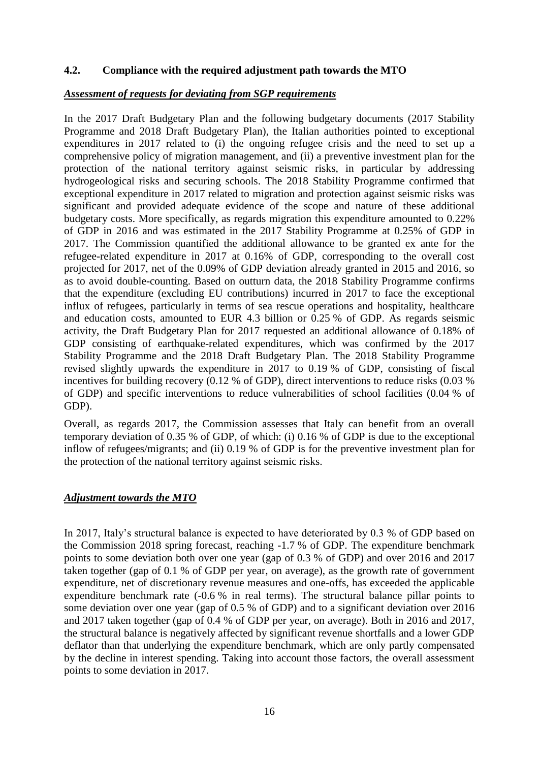### 4.2. Compliance with the required adjustment path towards the MTO

***Assessment of requests for deviating from SGP requirements***

In the 2017 Draft Budgetary Plan and the following budgetary documents (2017 Stability Programme and 2018 Draft Budgetary Plan), the Italian authorities pointed to exceptional expenditures in 2017 related to (i) the ongoing refugee crisis and the need to set up a comprehensive policy of migration management, and (ii) a preventive investment plan for the protection of the national territory against seismic risks, in particular by addressing hydrogeological risks and securing schools. The 2018 Stability Programme confirmed that exceptional expenditure in 2017 related to migration and protection against seismic risks was significant and provided adequate evidence of the scope and nature of these additional budgetary costs. More specifically, as regards migration this expenditure amounted to 0.22% of GDP in 2016 and was estimated in the 2017 Stability Programme at 0.25% of GDP in 2017. The Commission quantified the additional allowance to be granted ex ante for the refugee-related expenditure in 2017 at 0.16% of GDP, corresponding to the overall cost projected for 2017, net of the 0.09% of GDP deviation already granted in 2015 and 2016, so as to avoid double-counting. Based on outturn data, the 2018 Stability Programme confirms that the expenditure (excluding EU contributions) incurred in 2017 to face the exceptional influx of refugees, particularly in terms of sea rescue operations and hospitality, healthcare and education costs, amounted to EUR 4.3 billion or 0.25 % of GDP. As regards seismic activity, the Draft Budgetary Plan for 2017 requested an additional allowance of 0.18% of GDP consisting of earthquake-related expenditures, which was confirmed by the 2017 Stability Programme and the 2018 Draft Budgetary Plan. The 2018 Stability Programme revised slightly upwards the expenditure in 2017 to 0.19 % of GDP, consisting of fiscal incentives for building recovery (0.12 % of GDP), direct interventions to reduce risks (0.03 % of GDP) and specific interventions to reduce vulnerabilities of school facilities (0.04 % of GDP).

Overall, as regards 2017, the Commission assesses that Italy can benefit from an overall temporary deviation of 0.35 % of GDP, of which: (i) 0.16 % of GDP is due to the exceptional inflow of refugees/migrants; and (ii) 0.19 % of GDP is for the preventive investment plan for the protection of the national territory against seismic risks.

***Adjustment towards the MTO***

In 2017, Italy's structural balance is expected to have deteriorated by 0.3 % of GDP based on the Commission 2018 spring forecast, reaching -1.7 % of GDP. The expenditure benchmark points to some deviation both over one year (gap of 0.3 % of GDP) and over 2016 and 2017 taken together (gap of 0.1 % of GDP per year, on average), as the growth rate of government expenditure, net of discretionary revenue measures and one-offs, has exceeded the applicable expenditure benchmark rate (-0.6 % in real terms). The structural balance pillar points to some deviation over one year (gap of 0.5 % of GDP) and to a significant deviation over 2016 and 2017 taken together (gap of 0.4 % of GDP per year, on average). Both in 2016 and 2017, the structural balance is negatively affected by significant revenue shortfalls and a lower GDP deflator than that underlying the expenditure benchmark, which are only partly compensated by the decline in interest spending. Taking into account those factors, the overall assessment points to some deviation in 2017.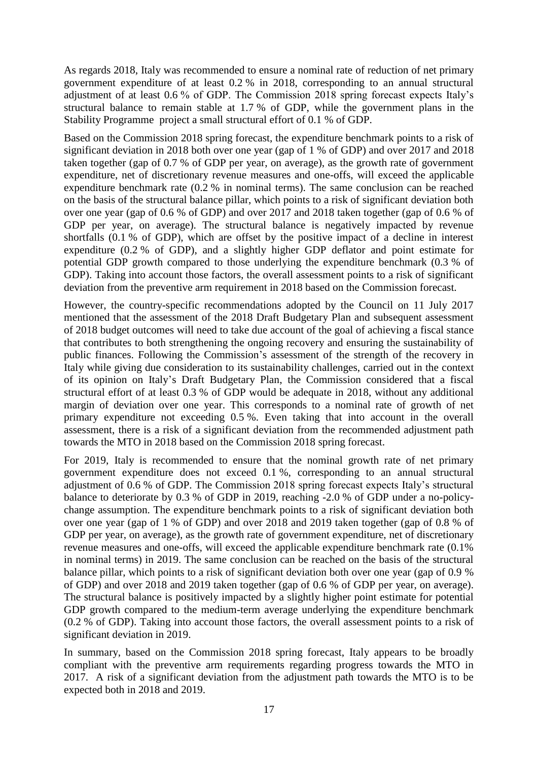As regards 2018, Italy was recommended to ensure a nominal rate of reduction of net primary government expenditure of at least 0.2 % in 2018, corresponding to an annual structural adjustment of at least 0.6 % of GDP. The Commission 2018 spring forecast expects Italy's structural balance to remain stable at 1.7 % of GDP, while the government plans in the Stability Programme project a small structural effort of 0.1 % of GDP.

Based on the Commission 2018 spring forecast, the expenditure benchmark points to a risk of significant deviation in 2018 both over one year (gap of 1 % of GDP) and over 2017 and 2018 taken together (gap of 0.7 % of GDP per year, on average), as the growth rate of government expenditure, net of discretionary revenue measures and one-offs, will exceed the applicable expenditure benchmark rate (0.2 % in nominal terms). The same conclusion can be reached on the basis of the structural balance pillar, which points to a risk of significant deviation both over one year (gap of 0.6 % of GDP) and over 2017 and 2018 taken together (gap of 0.6 % of GDP per year, on average). The structural balance is negatively impacted by revenue shortfalls (0.1 % of GDP), which are offset by the positive impact of a decline in interest expenditure (0.2 % of GDP), and a slightly higher GDP deflator and point estimate for potential GDP growth compared to those underlying the expenditure benchmark (0.3 % of GDP). Taking into account those factors, the overall assessment points to a risk of significant deviation from the preventive arm requirement in 2018 based on the Commission forecast.

However, the country-specific recommendations adopted by the Council on 11 July 2017 mentioned that the assessment of the 2018 Draft Budgetary Plan and subsequent assessment of 2018 budget outcomes will need to take due account of the goal of achieving a fiscal stance that contributes to both strengthening the ongoing recovery and ensuring the sustainability of public finances. Following the Commission's assessment of the strength of the recovery in Italy while giving due consideration to its sustainability challenges, carried out in the context of its opinion on Italy's Draft Budgetary Plan, the Commission considered that a fiscal structural effort of at least 0.3 % of GDP would be adequate in 2018, without any additional margin of deviation over one year. This corresponds to a nominal rate of growth of net primary expenditure not exceeding 0.5 %. Even taking that into account in the overall assessment, there is a risk of a significant deviation from the recommended adjustment path towards the MTO in 2018 based on the Commission 2018 spring forecast.

For 2019, Italy is recommended to ensure that the nominal growth rate of net primary government expenditure does not exceed 0.1 %, corresponding to an annual structural adjustment of 0.6 % of GDP. The Commission 2018 spring forecast expects Italy's structural balance to deteriorate by 0.3 % of GDP in 2019, reaching -2.0 % of GDP under a no-policy-change assumption. The expenditure benchmark points to a risk of significant deviation both over one year (gap of 1 % of GDP) and over 2018 and 2019 taken together (gap of 0.8 % of GDP per year, on average), as the growth rate of government expenditure, net of discretionary revenue measures and one-offs, will exceed the applicable expenditure benchmark rate (0.1% in nominal terms) in 2019. The same conclusion can be reached on the basis of the structural balance pillar, which points to a risk of significant deviation both over one year (gap of 0.9 % of GDP) and over 2018 and 2019 taken together (gap of 0.6 % of GDP per year, on average). The structural balance is positively impacted by a slightly higher point estimate for potential GDP growth compared to the medium-term average underlying the expenditure benchmark (0.2 % of GDP). Taking into account those factors, the overall assessment points to a risk of significant deviation in 2019.

In summary, based on the Commission 2018 spring forecast, Italy appears to be broadly compliant with the preventive arm requirements regarding progress towards the MTO in 2017. A risk of a significant deviation from the adjustment path towards the MTO is to be expected both in 2018 and 2019.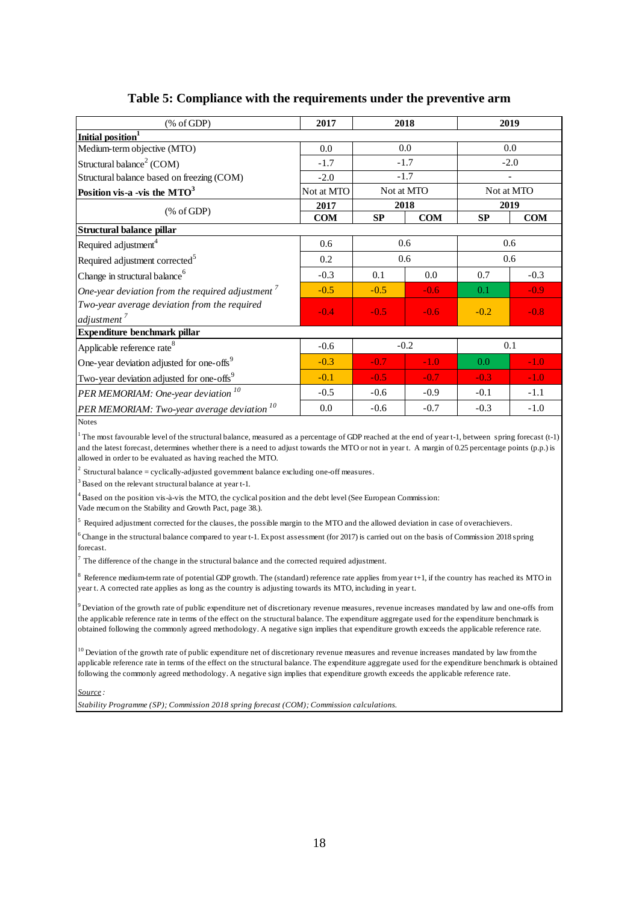**Table 5: Compliance with the requirements under the preventive arm**

| (% of GDP) | 2017 | 2018 | | 2019 | |
|---|---|---|---|---|---|
| **Initial position**[1] | | | | | |
| Medium-term objective (MTO) | 0.0 | 0.0 | | 0.0 | |
| Structural balance[2] (COM) | -1.7 | -1.7 | | -2.0 | |
| Structural balance based on freezing (COM) | -2.0 | -1.7 | | - | |
| **Position vis-a -vis the MTO**[3] | Not at MTO | Not at MTO | | Not at MTO | |
| (% of GDP) | **2017** | **2018** | | **2019** | |
| | **COM** | **SP** | **COM** | **SP** | **COM** |
| **Structural balance pillar** | | | | | |
| Required adjustment[4] | 0.6 | 0.6 | | 0.6 | |
| Required adjustment corrected[5] | 0.2 | 0.6 | | 0.6 | |
| Change in structural balance[6] | -0.3 | 0.1 | 0.0 | 0.7 | -0.3 |
| *One-year deviation from the required adjustment* [7] | -0.5 | -0.5 | -0.6 | 0.1 | -0.9 |
| *Two-year average deviation from the required adjustment* [7] | -0.4 | -0.5 | -0.6 | -0.2 | -0.8 |
| **Expenditure benchmark pillar** | | | | | |
| Applicable reference rate[8] | -0.6 | -0.2 | | 0.1 | |
| One-year deviation adjusted for one-offs[9] | -0.3 | -0.7 | -1.0 | 0.0 | -1.0 |
| Two-year deviation adjusted for one-offs[9] | -0.1 | -0.5 | -0.7 | -0.3 | -1.0 |
| *PER MEMORIAM: One-year deviation* [10] | -0.5 | -0.6 | -0.9 | -0.1 | -1.1 |
| *PER MEMORIAM: Two-year average deviation* [10] | 0.0 | -0.6 | -0.7 | -0.3 | -1.0 |

Notes

[1] The most favourable level of the structural balance, measured as a percentage of GDP reached at the end of year t-1, between spring forecast (t-1) and the latest forecast, determines whether there is a need to adjust towards the MTO or not in year t. A margin of 0.25 percentage points (p.p.) is allowed in order to be evaluated as having reached the MTO.

[2] Structural balance = cyclically-adjusted government balance excluding one-off measures.

[3] Based on the relevant structural balance at year t-1.

[4] Based on the position vis-à-vis the MTO, the cyclical position and the debt level (See European Commission: Vade mecum on the Stability and Growth Pact, page 38.).

[5] Required adjustment corrected for the clauses, the possible margin to the MTO and the allowed deviation in case of overachievers.

[6] Change in the structural balance compared to year t-1. Ex post assessment (for 2017) is carried out on the basis of Commission 2018 spring forecast.

[7] The difference of the change in the structural balance and the corrected required adjustment.

[8] Reference medium-term rate of potential GDP growth. The (standard) reference rate applies from year t+1, if the country has reached its MTO in year t. A corrected rate applies as long as the country is adjusting towards its MTO, including in year t.

[9] Deviation of the growth rate of public expenditure net of discretionary revenue measures, revenue increases mandated by law and one-offs from the applicable reference rate in terms of the effect on the structural balance. The expenditure aggregate used for the expenditure benchmark is obtained following the commonly agreed methodology. A negative sign implies that expenditure growth exceeds the applicable reference rate.

[10] Deviation of the growth rate of public expenditure net of discretionary revenue measures and revenue increases mandated by law from the applicable reference rate in terms of the effect on the structural balance. The expenditure aggregate used for the expenditure benchmark is obtained following the commonly agreed methodology. A negative sign implies that expenditure growth exceeds the applicable reference rate.

*Source* :

*Stability Programme (SP); Commission 2018 spring forecast (COM); Commission calculations.*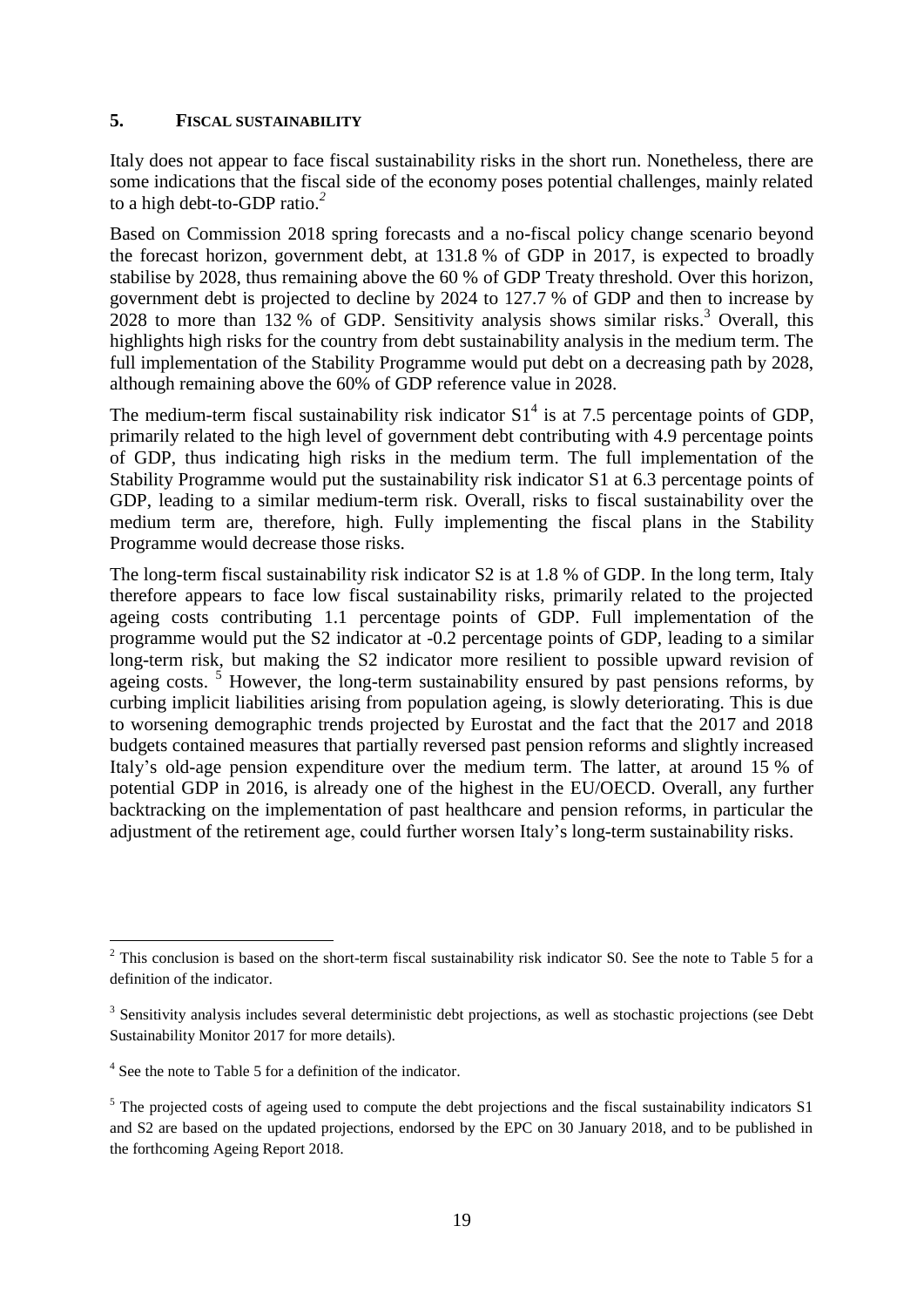## 5. FISCAL SUSTAINABILITY

Italy does not appear to face fiscal sustainability risks in the short run. Nonetheless, there are some indications that the fiscal side of the economy poses potential challenges, mainly related to a high debt-to-GDP ratio.[2]

Based on Commission 2018 spring forecasts and a no-fiscal policy change scenario beyond the forecast horizon, government debt, at 131.8 % of GDP in 2017, is expected to broadly stabilise by 2028, thus remaining above the 60 % of GDP Treaty threshold. Over this horizon, government debt is projected to decline by 2024 to 127.7 % of GDP and then to increase by 2028 to more than 132 % of GDP. Sensitivity analysis shows similar risks.[3] Overall, this highlights high risks for the country from debt sustainability analysis in the medium term. The full implementation of the Stability Programme would put debt on a decreasing path by 2028, although remaining above the 60% of GDP reference value in 2028.

The medium-term fiscal sustainability risk indicator S1[4] is at 7.5 percentage points of GDP, primarily related to the high level of government debt contributing with 4.9 percentage points of GDP, thus indicating high risks in the medium term. The full implementation of the Stability Programme would put the sustainability risk indicator S1 at 6.3 percentage points of GDP, leading to a similar medium-term risk. Overall, risks to fiscal sustainability over the medium term are, therefore, high. Fully implementing the fiscal plans in the Stability Programme would decrease those risks.

The long-term fiscal sustainability risk indicator S2 is at 1.8 % of GDP. In the long term, Italy therefore appears to face low fiscal sustainability risks, primarily related to the projected ageing costs contributing 1.1 percentage points of GDP. Full implementation of the programme would put the S2 indicator at -0.2 percentage points of GDP, leading to a similar long-term risk, but making the S2 indicator more resilient to possible upward revision of ageing costs.[5] However, the long-term sustainability ensured by past pensions reforms, by curbing implicit liabilities arising from population ageing, is slowly deteriorating. This is due to worsening demographic trends projected by Eurostat and the fact that the 2017 and 2018 budgets contained measures that partially reversed past pension reforms and slightly increased Italy's old-age pension expenditure over the medium term. The latter, at around 15 % of potential GDP in 2016, is already one of the highest in the EU/OECD. Overall, any further backtracking on the implementation of past healthcare and pension reforms, in particular the adjustment of the retirement age, could further worsen Italy's long-term sustainability risks.

---

[2] This conclusion is based on the short-term fiscal sustainability risk indicator S0. See the note to Table 5 for a definition of the indicator.

[3] Sensitivity analysis includes several deterministic debt projections, as well as stochastic projections (see Debt Sustainability Monitor 2017 for more details).

[4] See the note to Table 5 for a definition of the indicator.

[5] The projected costs of ageing used to compute the debt projections and the fiscal sustainability indicators S1 and S2 are based on the updated projections, endorsed by the EPC on 30 January 2018, and to be published in the forthcoming Ageing Report 2018.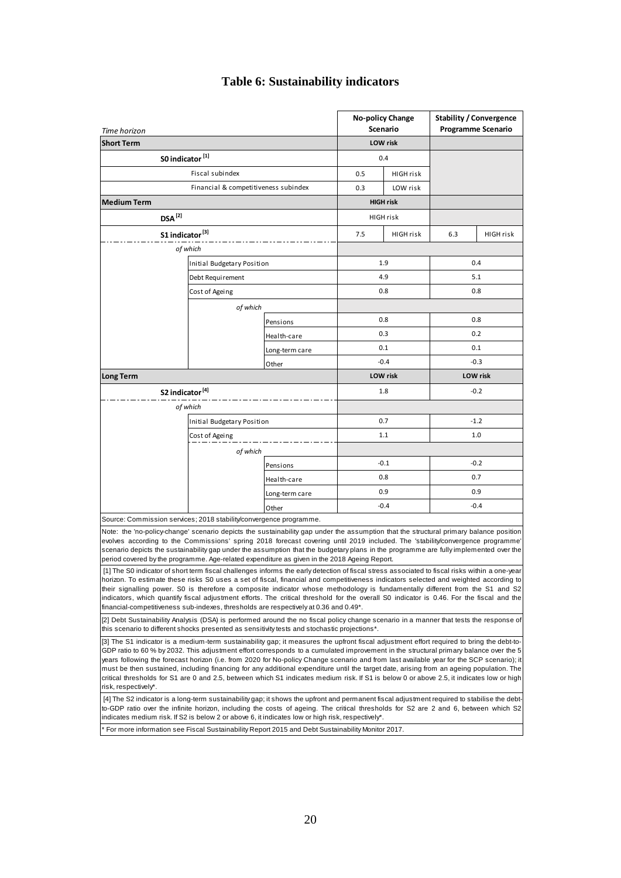# Table 6: Sustainability indicators

| Time horizon | | | No-policy Change Scenario | | Stability / Convergence Programme Scenario | |
|---|---|---|---|---|---|---|
| **Short Term** | | | **LOW risk** | | | |
| S0 indicator [1] | | | 0.4 | | | |
| | Fiscal subindex | | 0.5 | HIGH risk | | |
| | Financial & competitiveness subindex | | 0.3 | LOW risk | | |
| **Medium Term** | | | **HIGH risk** | | | |
| DSA [2] | | | HIGH risk | | | |
| S1 indicator [3] | | | 7.5 | HIGH risk | 6.3 | HIGH risk |
| *of which* | | | | | | |
| | Initial Budgetary Position | | 1.9 | | 0.4 | |
| | Debt Requirement | | 4.9 | | 5.1 | |
| | Cost of Ageing | | 0.8 | | 0.8 | |
| | *of which* | | | | | |
| | | Pensions | 0.8 | | 0.8 | |
| | | Health-care | 0.3 | | 0.2 | |
| | | Long-term care | 0.1 | | 0.1 | |
| | | Other | -0.4 | | -0.3 | |
| **Long Term** | | | **LOW risk** | | **LOW risk** | |
| S2 indicator [4] | | | 1.8 | | -0.2 | |
| *of which* | | | | | | |
| | Initial Budgetary Position | | 0.7 | | -1.2 | |
| | Cost of Ageing | | 1.1 | | 1.0 | |
| | *of which* | | | | | |
| | | Pensions | -0.1 | | -0.2 | |
| | | Health-care | 0.8 | | 0.7 | |
| | | Long-term care | 0.9 | | 0.9 | |
| | | Other | -0.4 | | -0.4 | |

Source: Commission services; 2018 stability/convergence programme.

Note: the 'no-policy-change' scenario depicts the sustainability gap under the assumption that the structural primary balance position evolves according to the Commissions' spring 2018 forecast covering until 2019 included. The 'stability/convergence programme' scenario depicts the sustainability gap under the assumption that the budgetary plans in the programme are fully implemented over the period covered by the programme. Age-related expenditure as given in the 2018 Ageing Report.

[1] The S0 indicator of short term fiscal challenges informs the early detection of fiscal stress associated to fiscal risks within a one-year horizon. To estimate these risks S0 uses a set of fiscal, financial and competitiveness indicators selected and weighted according to their signalling power. S0 is therefore a composite indicator whose methodology is fundamentally different from the S1 and S2 indicators, which quantify fiscal adjustment efforts. The critical threshold for the overall S0 indicator is 0.46. For the fiscal and the financial-competitiveness sub-indexes, thresholds are respectively at 0.36 and 0.49*.

[2] Debt Sustainability Analysis (DSA) is performed around the no fiscal policy change scenario in a manner that tests the response of this scenario to different shocks presented as sensitivity tests and stochastic projections*.

[3] The S1 indicator is a medium-term sustainability gap; it measures the upfront fiscal adjustment effort required to bring the debt-to-GDP ratio to 60 % by 2032. This adjustment effort corresponds to a cumulated improvement in the structural primary balance over the 5 years following the forecast horizon (i.e. from 2020 for No-policy Change scenario and from last available year for the SCP scenario); it must be then sustained, including financing for any additional expenditure until the target date, arising from an ageing population. The critical thresholds for S1 are 0 and 2.5, between which S1 indicates medium risk. If S1 is below 0 or above 2.5, it indicates low or high risk, respectively*.

[4] The S2 indicator is a long-term sustainability gap; it shows the upfront and permanent fiscal adjustment required to stabilise the debt-to-GDP ratio over the infinite horizon, including the costs of ageing. The critical thresholds for S2 are 2 and 6, between which S2 indicates medium risk. If S2 is below 2 or above 6, it indicates low or high risk, respectively*.

* For more information see Fiscal Sustainability Report 2015 and Debt Sustainability Monitor 2017.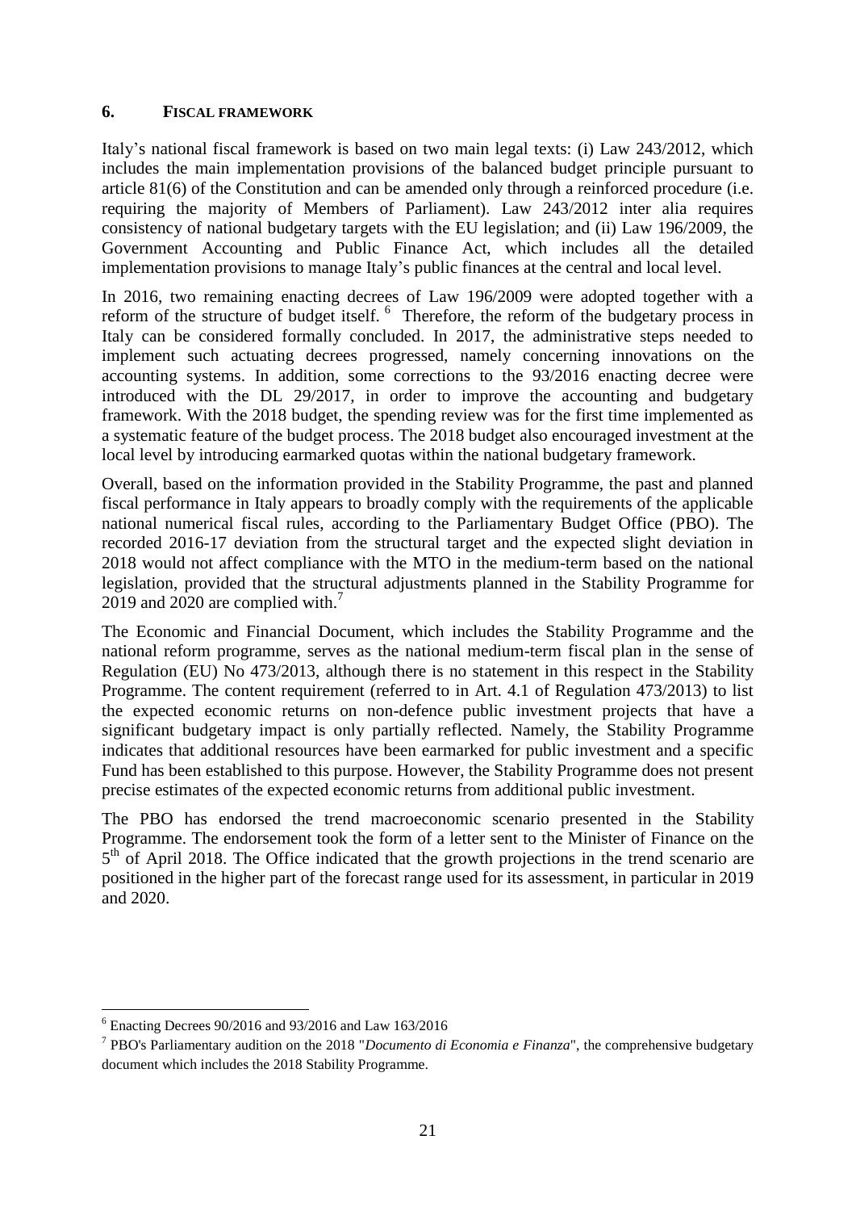## 6. FISCAL FRAMEWORK

Italy's national fiscal framework is based on two main legal texts: (i) Law 243/2012, which includes the main implementation provisions of the balanced budget principle pursuant to article 81(6) of the Constitution and can be amended only through a reinforced procedure (i.e. requiring the majority of Members of Parliament). Law 243/2012 inter alia requires consistency of national budgetary targets with the EU legislation; and (ii) Law 196/2009, the Government Accounting and Public Finance Act, which includes all the detailed implementation provisions to manage Italy's public finances at the central and local level.

In 2016, two remaining enacting decrees of Law 196/2009 were adopted together with a reform of the structure of budget itself. [6] Therefore, the reform of the budgetary process in Italy can be considered formally concluded. In 2017, the administrative steps needed to implement such actuating decrees progressed, namely concerning innovations on the accounting systems. In addition, some corrections to the 93/2016 enacting decree were introduced with the DL 29/2017, in order to improve the accounting and budgetary framework. With the 2018 budget, the spending review was for the first time implemented as a systematic feature of the budget process. The 2018 budget also encouraged investment at the local level by introducing earmarked quotas within the national budgetary framework.

Overall, based on the information provided in the Stability Programme, the past and planned fiscal performance in Italy appears to broadly comply with the requirements of the applicable national numerical fiscal rules, according to the Parliamentary Budget Office (PBO). The recorded 2016-17 deviation from the structural target and the expected slight deviation in 2018 would not affect compliance with the MTO in the medium-term based on the national legislation, provided that the structural adjustments planned in the Stability Programme for 2019 and 2020 are complied with.[7]

The Economic and Financial Document, which includes the Stability Programme and the national reform programme, serves as the national medium-term fiscal plan in the sense of Regulation (EU) No 473/2013, although there is no statement in this respect in the Stability Programme. The content requirement (referred to in Art. 4.1 of Regulation 473/2013) to list the expected economic returns on non-defence public investment projects that have a significant budgetary impact is only partially reflected. Namely, the Stability Programme indicates that additional resources have been earmarked for public investment and a specific Fund has been established to this purpose. However, the Stability Programme does not present precise estimates of the expected economic returns from additional public investment.

The PBO has endorsed the trend macroeconomic scenario presented in the Stability Programme. The endorsement took the form of a letter sent to the Minister of Finance on the 5th of April 2018. The Office indicated that the growth projections in the trend scenario are positioned in the higher part of the forecast range used for its assessment, in particular in 2019 and 2020.

---

[6] Enacting Decrees 90/2016 and 93/2016 and Law 163/2016

[7] PBO's Parliamentary audition on the 2018 "*Documento di Economia e Finanza*", the comprehensive budgetary document which includes the 2018 Stability Programme.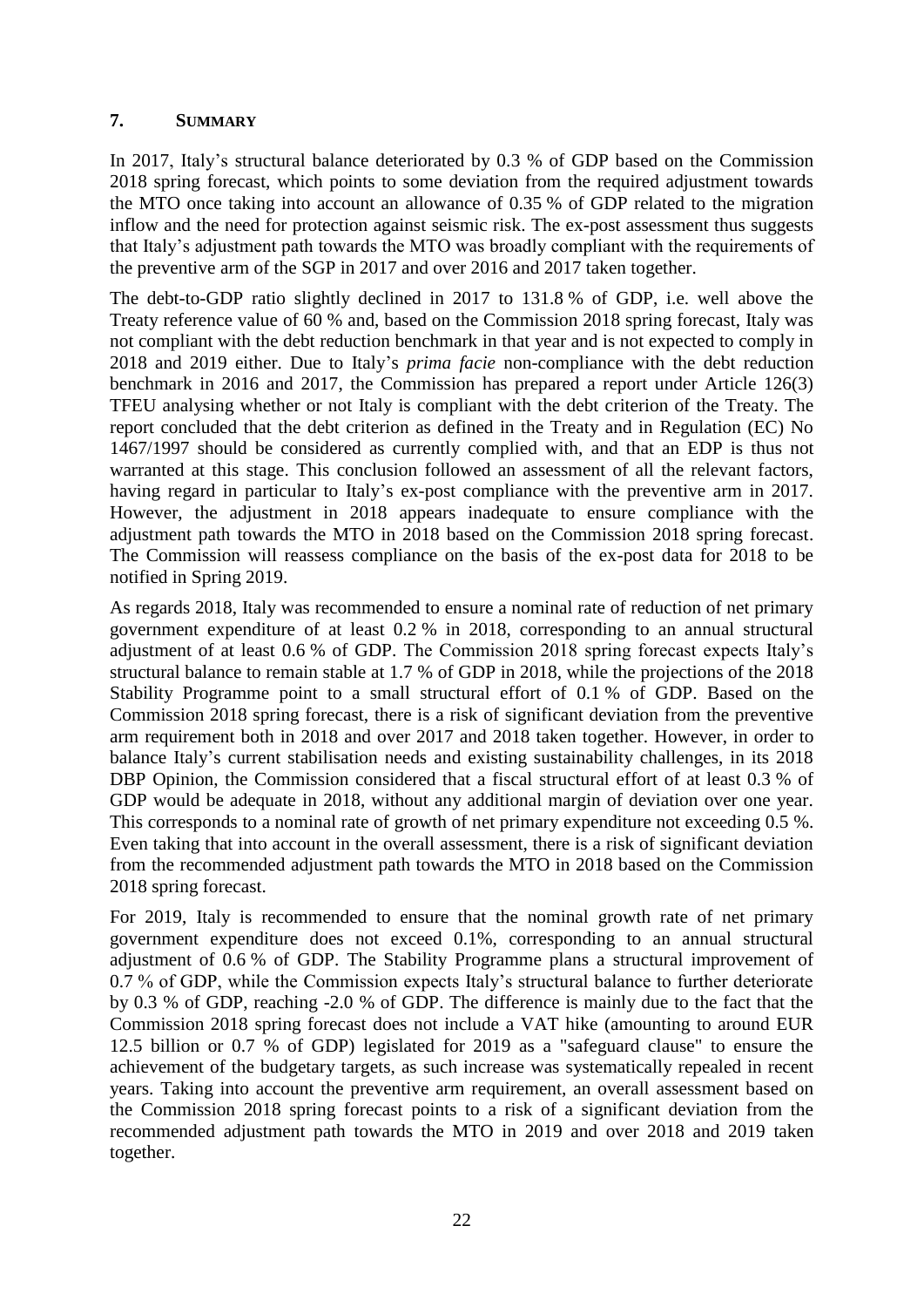## 7. SUMMARY

In 2017, Italy's structural balance deteriorated by 0.3 % of GDP based on the Commission 2018 spring forecast, which points to some deviation from the required adjustment towards the MTO once taking into account an allowance of 0.35 % of GDP related to the migration inflow and the need for protection against seismic risk. The ex-post assessment thus suggests that Italy's adjustment path towards the MTO was broadly compliant with the requirements of the preventive arm of the SGP in 2017 and over 2016 and 2017 taken together.

The debt-to-GDP ratio slightly declined in 2017 to 131.8 % of GDP, i.e. well above the Treaty reference value of 60 % and, based on the Commission 2018 spring forecast, Italy was not compliant with the debt reduction benchmark in that year and is not expected to comply in 2018 and 2019 either. Due to Italy's *prima facie* non-compliance with the debt reduction benchmark in 2016 and 2017, the Commission has prepared a report under Article 126(3) TFEU analysing whether or not Italy is compliant with the debt criterion of the Treaty. The report concluded that the debt criterion as defined in the Treaty and in Regulation (EC) No 1467/1997 should be considered as currently complied with, and that an EDP is thus not warranted at this stage. This conclusion followed an assessment of all the relevant factors, having regard in particular to Italy's ex-post compliance with the preventive arm in 2017. However, the adjustment in 2018 appears inadequate to ensure compliance with the adjustment path towards the MTO in 2018 based on the Commission 2018 spring forecast. The Commission will reassess compliance on the basis of the ex-post data for 2018 to be notified in Spring 2019.

As regards 2018, Italy was recommended to ensure a nominal rate of reduction of net primary government expenditure of at least 0.2 % in 2018, corresponding to an annual structural adjustment of at least 0.6 % of GDP. The Commission 2018 spring forecast expects Italy's structural balance to remain stable at 1.7 % of GDP in 2018, while the projections of the 2018 Stability Programme point to a small structural effort of 0.1 % of GDP. Based on the Commission 2018 spring forecast, there is a risk of significant deviation from the preventive arm requirement both in 2018 and over 2017 and 2018 taken together. However, in order to balance Italy's current stabilisation needs and existing sustainability challenges, in its 2018 DBP Opinion, the Commission considered that a fiscal structural effort of at least 0.3 % of GDP would be adequate in 2018, without any additional margin of deviation over one year. This corresponds to a nominal rate of growth of net primary expenditure not exceeding 0.5 %. Even taking that into account in the overall assessment, there is a risk of significant deviation from the recommended adjustment path towards the MTO in 2018 based on the Commission 2018 spring forecast.

For 2019, Italy is recommended to ensure that the nominal growth rate of net primary government expenditure does not exceed 0.1%, corresponding to an annual structural adjustment of 0.6 % of GDP. The Stability Programme plans a structural improvement of 0.7 % of GDP, while the Commission expects Italy's structural balance to further deteriorate by 0.3 % of GDP, reaching -2.0 % of GDP. The difference is mainly due to the fact that the Commission 2018 spring forecast does not include a VAT hike (amounting to around EUR 12.5 billion or 0.7 % of GDP) legislated for 2019 as a "safeguard clause" to ensure the achievement of the budgetary targets, as such increase was systematically repealed in recent years. Taking into account the preventive arm requirement, an overall assessment based on the Commission 2018 spring forecast points to a risk of a significant deviation from the recommended adjustment path towards the MTO in 2019 and over 2018 and 2019 taken together.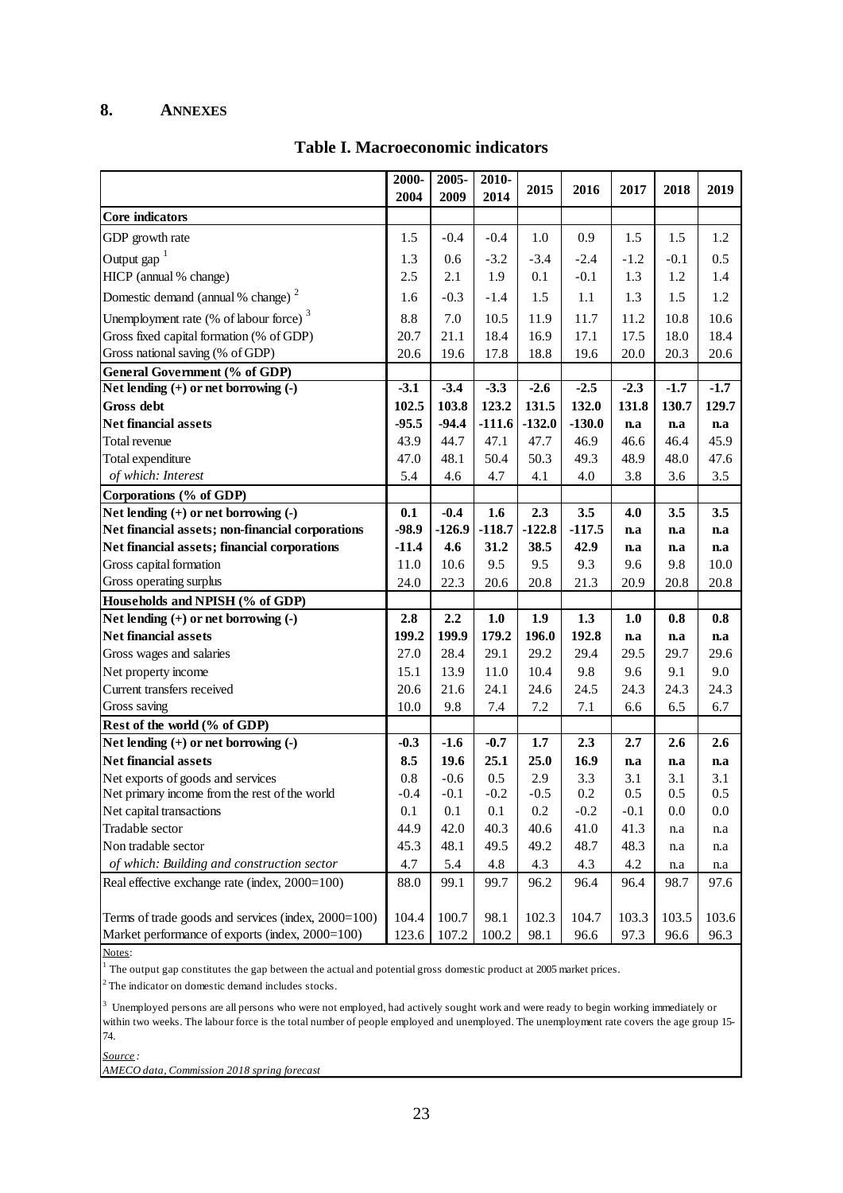## 8. ANNEXES

**Table I. Macroeconomic indicators**

| | 2000-2004 | 2005-2009 | 2010-2014 | 2015 | 2016 | 2017 | 2018 | 2019 |
|---|---|---|---|---|---|---|---|---|
| **Core indicators** | | | | | | | | |
| GDP growth rate | 1.5 | -0.4 | -0.4 | 1.0 | 0.9 | 1.5 | 1.5 | 1.2 |
| Output gap [1] | 1.3 | 0.6 | -3.2 | -3.4 | -2.4 | -1.2 | -0.1 | 0.5 |
| HICP (annual % change) | 2.5 | 2.1 | 1.9 | 0.1 | -0.1 | 1.3 | 1.2 | 1.4 |
| Domestic demand (annual % change) [2] | 1.6 | -0.3 | -1.4 | 1.5 | 1.1 | 1.3 | 1.5 | 1.2 |
| Unemployment rate (% of labour force) [3] | 8.8 | 7.0 | 10.5 | 11.9 | 11.7 | 11.2 | 10.8 | 10.6 |
| Gross fixed capital formation (% of GDP) | 20.7 | 21.1 | 18.4 | 16.9 | 17.1 | 17.5 | 18.0 | 18.4 |
| Gross national saving (% of GDP) | 20.6 | 19.6 | 17.8 | 18.8 | 19.6 | 20.0 | 20.3 | 20.6 |
| **General Government (% of GDP)** | | | | | | | | |
| **Net lending (+) or net borrowing (-)** | **-3.1** | **-3.4** | **-3.3** | **-2.6** | **-2.5** | **-2.3** | **-1.7** | **-1.7** |
| **Gross debt** | **102.5** | **103.8** | **123.2** | **131.5** | **132.0** | **131.8** | **130.7** | **129.7** |
| **Net financial assets** | **-95.5** | **-94.4** | **-111.6** | **-132.0** | **-130.0** | **n.a** | **n.a** | **n.a** |
| Total revenue | 43.9 | 44.7 | 47.1 | 47.7 | 46.9 | 46.6 | 46.4 | 45.9 |
| Total expenditure | 47.0 | 48.1 | 50.4 | 50.3 | 49.3 | 48.9 | 48.0 | 47.6 |
| *of which: Interest* | 5.4 | 4.6 | 4.7 | 4.1 | 4.0 | 3.8 | 3.6 | 3.5 |
| **Corporations (% of GDP)** | | | | | | | | |
| **Net lending (+) or net borrowing (-)** | **0.1** | **-0.4** | **1.6** | **2.3** | **3.5** | **4.0** | **3.5** | **3.5** |
| **Net financial assets; non-financial corporations** | **-98.9** | **-126.9** | **-118.7** | **-122.8** | **-117.5** | **n.a** | **n.a** | **n.a** |
| **Net financial assets; financial corporations** | **-11.4** | **4.6** | **31.2** | **38.5** | **42.9** | **n.a** | **n.a** | **n.a** |
| Gross capital formation | 11.0 | 10.6 | 9.5 | 9.5 | 9.3 | 9.6 | 9.8 | 10.0 |
| Gross operating surplus | 24.0 | 22.3 | 20.6 | 20.8 | 21.3 | 20.9 | 20.8 | 20.8 |
| **Households and NPISH (% of GDP)** | | | | | | | | |
| **Net lending (+) or net borrowing (-)** | **2.8** | **2.2** | **1.0** | **1.9** | **1.3** | **1.0** | **0.8** | **0.8** |
| **Net financial assets** | **199.2** | **199.9** | **179.2** | **196.0** | **192.8** | **n.a** | **n.a** | **n.a** |
| Gross wages and salaries | 27.0 | 28.4 | 29.1 | 29.2 | 29.4 | 29.5 | 29.7 | 29.6 |
| Net property income | 15.1 | 13.9 | 11.0 | 10.4 | 9.8 | 9.6 | 9.1 | 9.0 |
| Current transfers received | 20.6 | 21.6 | 24.1 | 24.6 | 24.5 | 24.3 | 24.3 | 24.3 |
| Gross saving | 10.0 | 9.8 | 7.4 | 7.2 | 7.1 | 6.6 | 6.5 | 6.7 |
| **Rest of the world (% of GDP)** | | | | | | | | |
| **Net lending (+) or net borrowing (-)** | **-0.3** | **-1.6** | **-0.7** | **1.7** | **2.3** | **2.7** | **2.6** | **2.6** |
| **Net financial assets** | **8.5** | **19.6** | **25.1** | **25.0** | **16.9** | **n.a** | **n.a** | **n.a** |
| Net exports of goods and services | 0.8 | -0.6 | 0.5 | 2.9 | 3.3 | 3.1 | 3.1 | 3.1 |
| Net primary income from the rest of the world | -0.4 | -0.1 | -0.2 | -0.5 | 0.2 | 0.5 | 0.5 | 0.5 |
| Net capital transactions | 0.1 | 0.1 | 0.1 | 0.2 | -0.2 | -0.1 | 0.0 | 0.0 |
| Tradable sector | 44.9 | 42.0 | 40.3 | 40.6 | 41.0 | 41.3 | n.a | n.a |
| Non tradable sector | 45.3 | 48.1 | 49.5 | 49.2 | 48.7 | 48.3 | n.a | n.a |
| *of which: Building and construction sector* | 4.7 | 5.4 | 4.8 | 4.3 | 4.3 | 4.2 | n.a | n.a |
| Real effective exchange rate (index, 2000=100) | 88.0 | 99.1 | 99.7 | 96.2 | 96.4 | 96.4 | 98.7 | 97.6 |
| Terms of trade goods and services (index, 2000=100) | 104.4 | 100.7 | 98.1 | 102.3 | 104.7 | 103.3 | 103.5 | 103.6 |
| Market performance of exports (index, 2000=100) | 123.6 | 107.2 | 100.2 | 98.1 | 96.6 | 97.3 | 96.6 | 96.3 |

Notes:

[1] The output gap constitutes the gap between the actual and potential gross domestic product at 2005 market prices.

[2] The indicator on domestic demand includes stocks.

[3] Unemployed persons are all persons who were not employed, had actively sought work and were ready to begin working immediately or within two weeks. The labour force is the total number of people employed and unemployed. The unemployment rate covers the age group 15-74.

*Source:*

*AMECO data, Commission 2018 spring forecast*